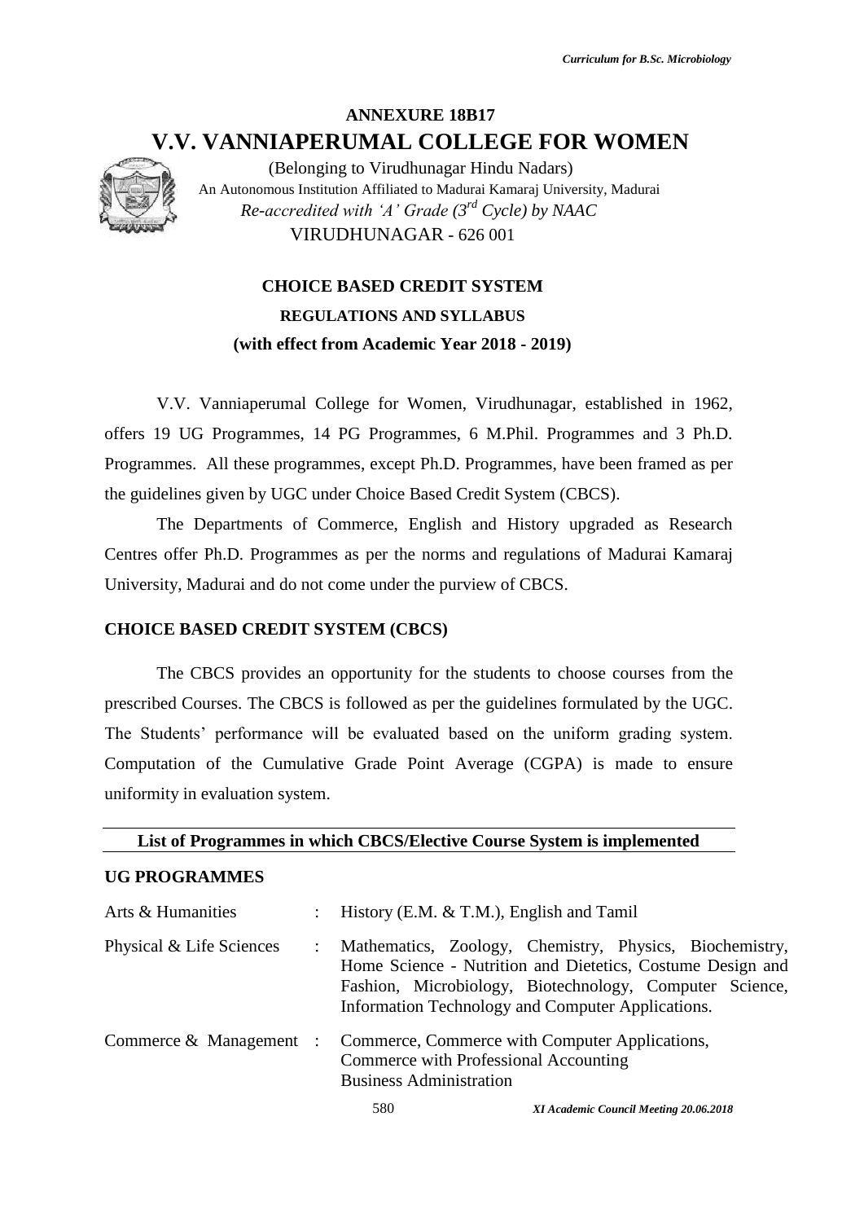# ANNEXURE 18B17

# V.V. VANNIAPERUMAL COLLEGE FOR WOMEN

(Belonging to Virudhunagar Hindu Nadars)

An Autonomous Institution Affiliated to Madurai Kamaraj University, Madurai

*Re-accredited with 'A' Grade (3rd Cycle) by NAAC*

VIRUDHUNAGAR - 626 001

## CHOICE BASED CREDIT SYSTEM

### REGULATIONS AND SYLLABUS

**(with effect from Academic Year 2018 - 2019)**

V.V. Vanniaperumal College for Women, Virudhunagar, established in 1962, offers 19 UG Programmes, 14 PG Programmes, 6 M.Phil. Programmes and 3 Ph.D. Programmes. All these programmes, except Ph.D. Programmes, have been framed as per the guidelines given by UGC under Choice Based Credit System (CBCS).

The Departments of Commerce, English and History upgraded as Research Centres offer Ph.D. Programmes as per the norms and regulations of Madurai Kamaraj University, Madurai and do not come under the purview of CBCS.

## CHOICE BASED CREDIT SYSTEM (CBCS)

The CBCS provides an opportunity for the students to choose courses from the prescribed Courses. The CBCS is followed as per the guidelines formulated by the UGC. The Students' performance will be evaluated based on the uniform grading system. Computation of the Cumulative Grade Point Average (CGPA) is made to ensure uniformity in evaluation system.

**List of Programmes in which CBCS/Elective Course System is implemented**

**UG PROGRAMMES**

| | | |
|---|---|---|
| Arts & Humanities | : | History (E.M. & T.M.), English and Tamil |
| Physical & Life Sciences | : | Mathematics, Zoology, Chemistry, Physics, Biochemistry, Home Science - Nutrition and Dietetics, Costume Design and Fashion, Microbiology, Biotechnology, Computer Science, Information Technology and Computer Applications. |
| Commerce & Management | : | Commerce, Commerce with Computer Applications, Commerce with Professional Accounting, Business Administration |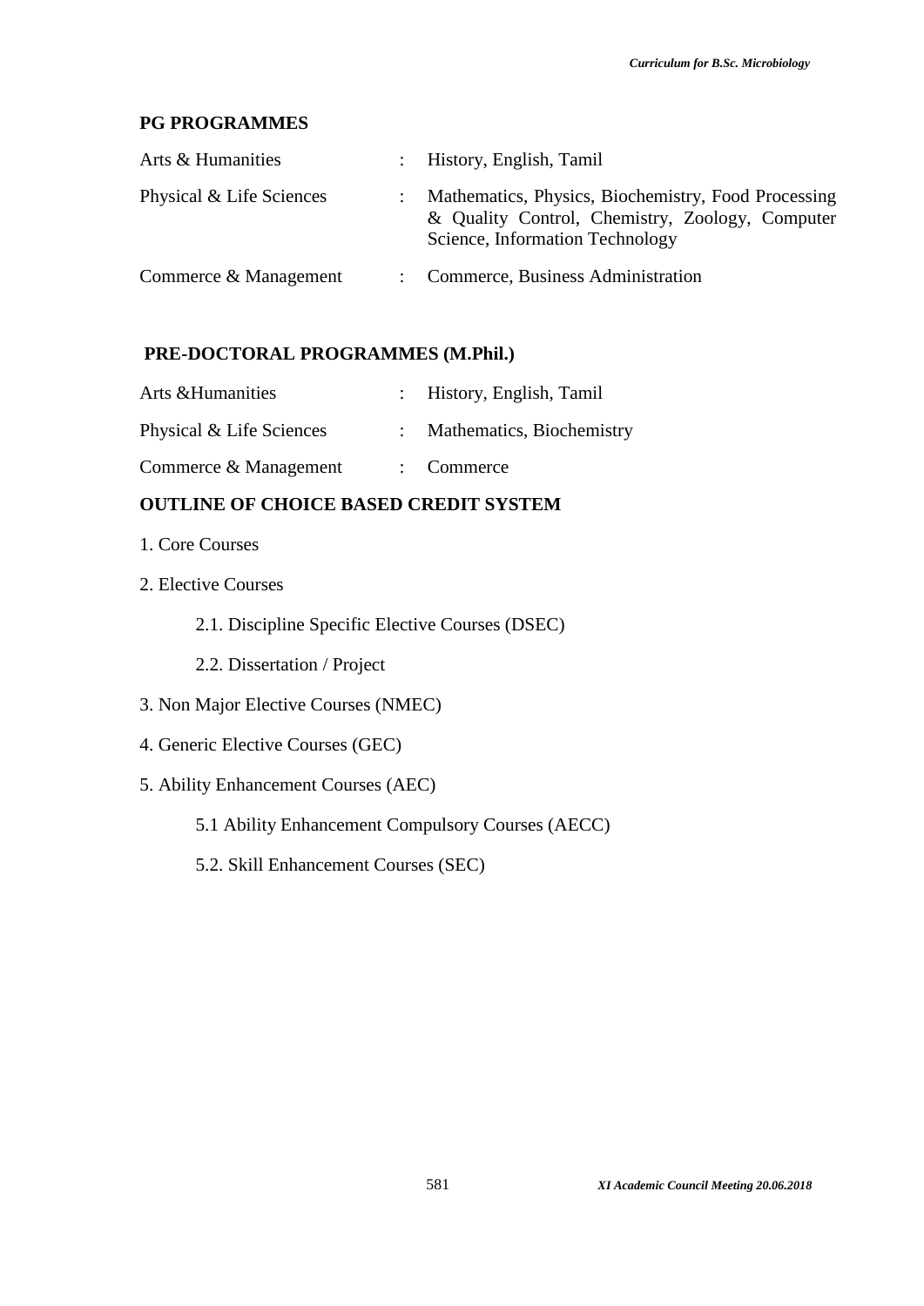## PG PROGRAMMES

| | | |
|---|---|---|
| Arts & Humanities | : | History, English, Tamil |
| Physical & Life Sciences | : | Mathematics, Physics, Biochemistry, Food Processing & Quality Control, Chemistry, Zoology, Computer Science, Information Technology |
| Commerce & Management | : | Commerce, Business Administration |

## PRE-DOCTORAL PROGRAMMES (M.Phil.)

| | | |
|---|---|---|
| Arts &Humanities | : | History, English, Tamil |
| Physical & Life Sciences | : | Mathematics, Biochemistry |
| Commerce & Management | : | Commerce |

## OUTLINE OF CHOICE BASED CREDIT SYSTEM

1. Core Courses
2. Elective Courses
   - 2.1. Discipline Specific Elective Courses (DSEC)
   - 2.2. Dissertation / Project
3. Non Major Elective Courses (NMEC)
4. Generic Elective Courses (GEC)
5. Ability Enhancement Courses (AEC)
   - 5.1 Ability Enhancement Compulsory Courses (AECC)
   - 5.2. Skill Enhancement Courses (SEC)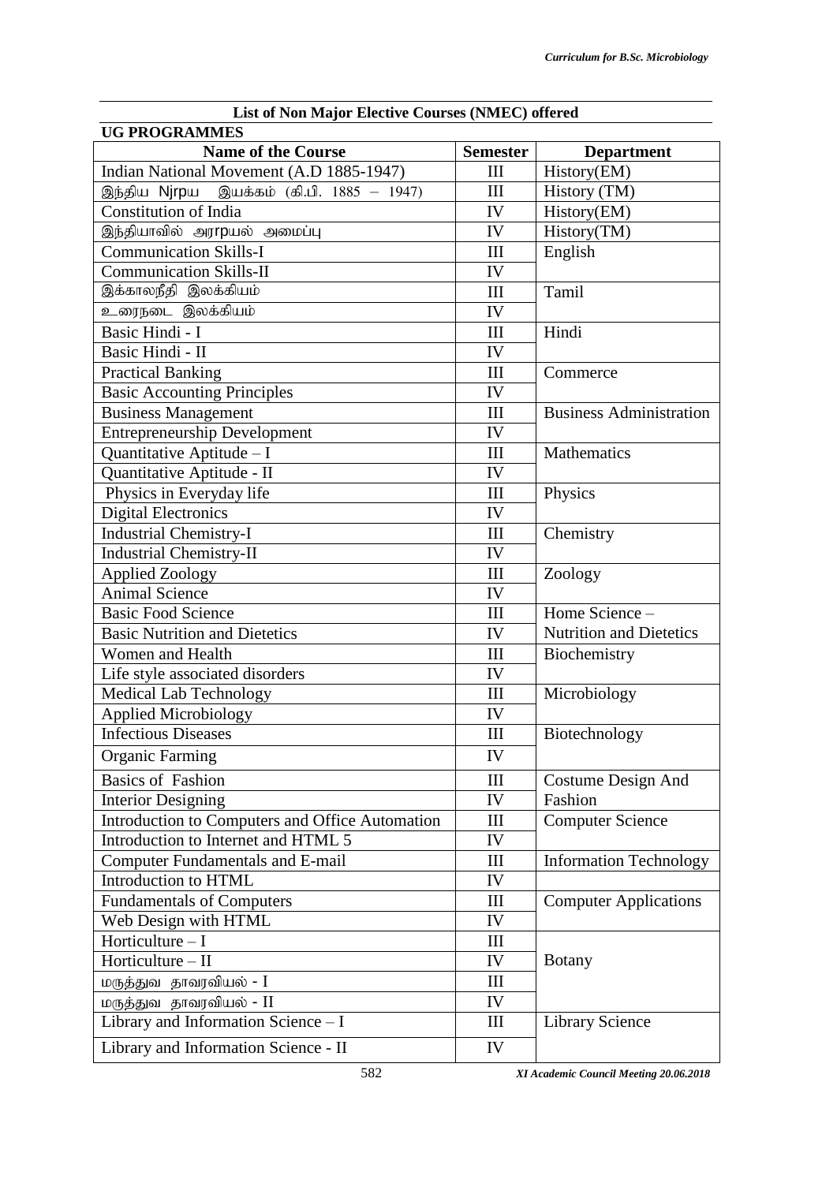## List of Non Major Elective Courses (NMEC) offered

**UG PROGRAMMES**

| Name of the Course | Semester | Department |
|---|---|---|
| Indian National Movement (A.D 1885-1947) | III | History(EM) |
| இந்திய Njrpa இயக்கம் (கி.பி. 1885 – 1947) | III | History (TM) |
| Constitution of India | IV | History(EM) |
| இந்தியாவில் அரrpயல் அமைப்பு | IV | History(TM) |
| Communication Skills-I | III | English |
| Communication Skills-II | IV | |
| இக்காலநீதி இலக்கியம் | III | Tamil |
| உரைநடை இலக்கியம் | IV | |
| Basic Hindi - I | III | Hindi |
| Basic Hindi - II | IV | |
| Practical Banking | III | Commerce |
| Basic Accounting Principles | IV | |
| Business Management | III | Business Administration |
| Entrepreneurship Development | IV | |
| Quantitative Aptitude – I | III | Mathematics |
| Quantitative Aptitude - II | IV | |
| Physics in Everyday life | III | Physics |
| Digital Electronics | IV | |
| Industrial Chemistry-I | III | Chemistry |
| Industrial Chemistry-II | IV | |
| Applied Zoology | III | Zoology |
| Animal Science | IV | |
| Basic Food Science | III | Home Science – Nutrition and Dietetics |
| Basic Nutrition and Dietetics | IV | |
| Women and Health | III | Biochemistry |
| Life style associated disorders | IV | |
| Medical Lab Technology | III | Microbiology |
| Applied Microbiology | IV | |
| Infectious Diseases | III | Biotechnology |
| Organic Farming | IV | |
| Basics of Fashion | III | Costume Design And Fashion |
| Interior Designing | IV | |
| Introduction to Computers and Office Automation | III | Computer Science |
| Introduction to Internet and HTML 5 | IV | |
| Computer Fundamentals and E-mail | III | Information Technology |
| Introduction to HTML | IV | |
| Fundamentals of Computers | III | Computer Applications |
| Web Design with HTML | IV | |
| Horticulture – I | III | Botany |
| Horticulture – II | IV | |
| மருத்துவ தாவரவியல் - I | III | |
| மருத்துவ தாவரவியல் - II | IV | |
| Library and Information Science – I | III | Library Science |
| Library and Information Science - II | IV | |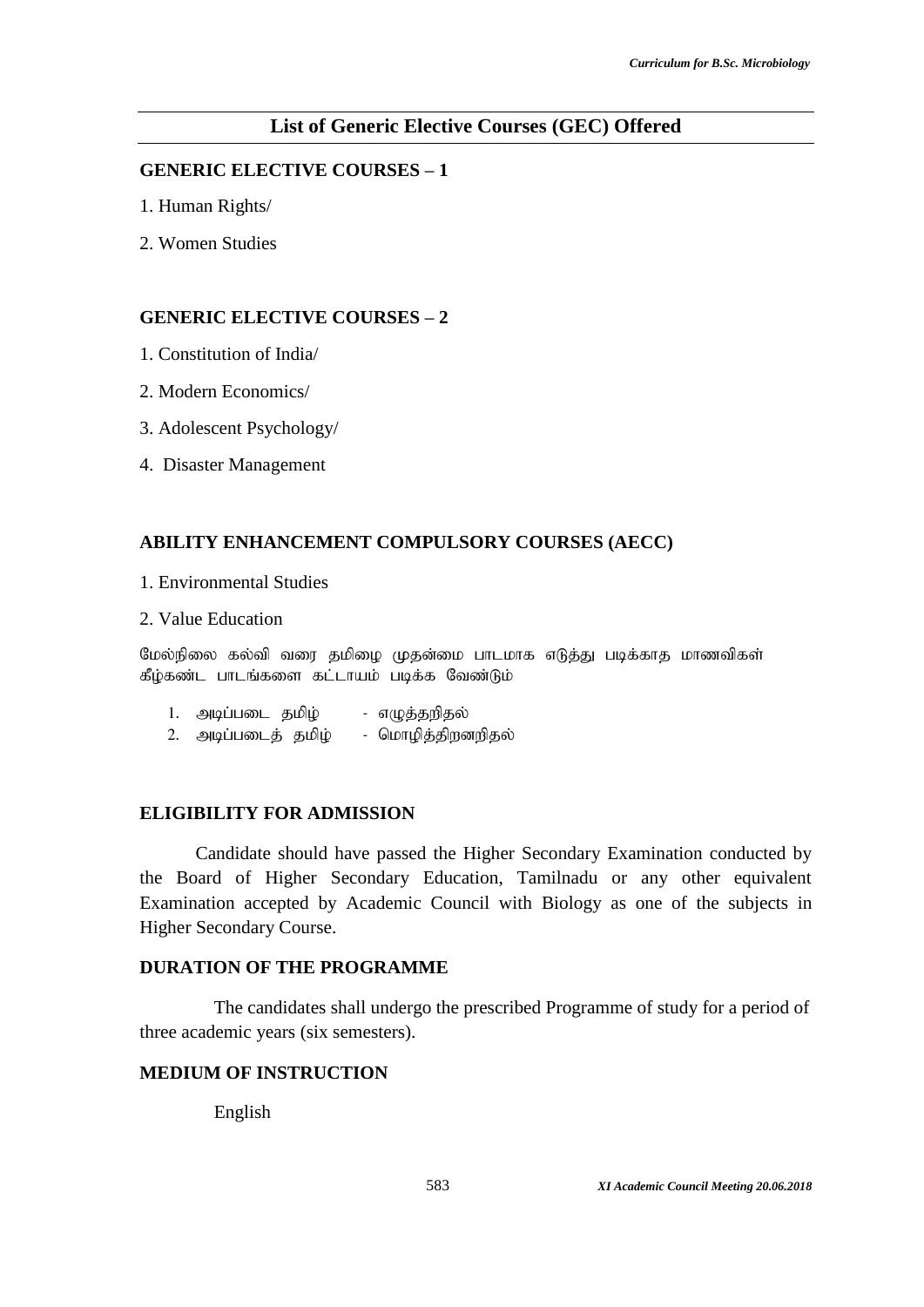## List of Generic Elective Courses (GEC) Offered

### GENERIC ELECTIVE COURSES – 1

1. Human Rights/
2. Women Studies

### GENERIC ELECTIVE COURSES – 2

1. Constitution of India/
2. Modern Economics/
3. Adolescent Psychology/
4. Disaster Management

### ABILITY ENHANCEMENT COMPULSORY COURSES (AECC)

1. Environmental Studies
2. Value Education

மேல்நிலை கல்வி வரை தமிழை முதன்மை பாடமாக எடுத்து படிக்காத மாணவிகள் கீழ்கண்ட பாடங்களை கட்டாயம் படிக்க வேண்டும்

1. அடிப்படை தமிழ் - எழுத்தறிதல்
2. அடிப்படைத் தமிழ் - மொழித்திறனறிதல்

### ELIGIBILITY FOR ADMISSION

Candidate should have passed the Higher Secondary Examination conducted by the Board of Higher Secondary Education, Tamilnadu or any other equivalent Examination accepted by Academic Council with Biology as one of the subjects in Higher Secondary Course.

### DURATION OF THE PROGRAMME

The candidates shall undergo the prescribed Programme of study for a period of three academic years (six semesters).

### MEDIUM OF INSTRUCTION

English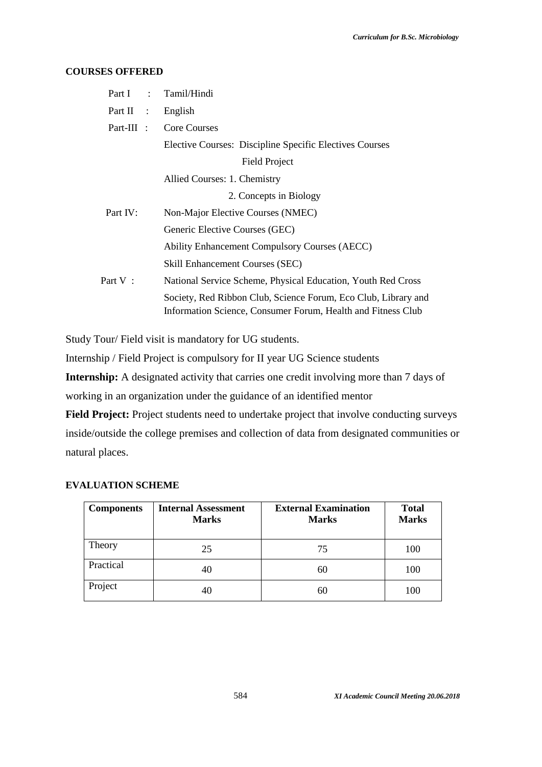## COURSES OFFERED

Part I : Tamil/Hindi

Part II : English

Part-III : Core Courses

Elective Courses: Discipline Specific Electives Courses

Field Project

Allied Courses: 1. Chemistry

2. Concepts in Biology

Part IV: Non-Major Elective Courses (NMEC)

Generic Elective Courses (GEC)

Ability Enhancement Compulsory Courses (AECC)

Skill Enhancement Courses (SEC)

Part V : National Service Scheme, Physical Education, Youth Red Cross Society, Red Ribbon Club, Science Forum, Eco Club, Library and Information Science, Consumer Forum, Health and Fitness Club

Study Tour/ Field visit is mandatory for UG students.

Internship / Field Project is compulsory for II year UG Science students

**Internship:** A designated activity that carries one credit involving more than 7 days of working in an organization under the guidance of an identified mentor

**Field Project:** Project students need to undertake project that involve conducting surveys inside/outside the college premises and collection of data from designated communities or natural places.

## EVALUATION SCHEME

| Components | Internal Assessment Marks | External Examination Marks | Total Marks |
|---|---|---|---|
| Theory | 25 | 75 | 100 |
| Practical | 40 | 60 | 100 |
| Project | 40 | 60 | 100 |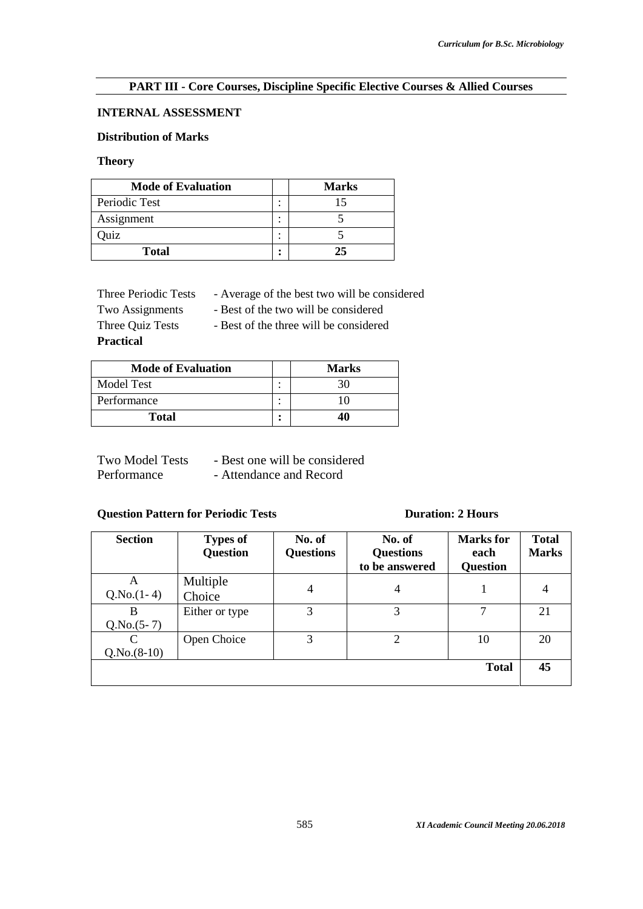## PART III - Core Courses, Discipline Specific Elective Courses & Allied Courses

**INTERNAL ASSESSMENT**

**Distribution of Marks**

**Theory**

| Mode of Evaluation | | Marks |
|---|---|---|
| Periodic Test | : | 15 |
| Assignment | : | 5 |
| Quiz | : | 5 |
| **Total** | **:** | **25** |

Three Periodic Tests - Average of the best two will be considered
Two Assignments - Best of the two will be considered
Three Quiz Tests - Best of the three will be considered

**Practical**

| Mode of Evaluation | | Marks |
|---|---|---|
| Model Test | : | 30 |
| Performance | : | 10 |
| **Total** | **:** | **40** |

Two Model Tests - Best one will be considered
Performance - Attendance and Record

**Question Pattern for Periodic Tests** **Duration: 2 Hours**

| Section | Types of Question | No. of Questions | No. of Questions to be answered | Marks for each Question | Total Marks |
|---|---|---|---|---|---|
| A Q.No.(1- 4) | Multiple Choice | 4 | 4 | 1 | 4 |
| B Q.No.(5- 7) | Either or type | 3 | 3 | 7 | 21 |
| C Q.No.(8-10) | Open Choice | 3 | 2 | 10 | 20 |
| | | | | **Total** | **45** |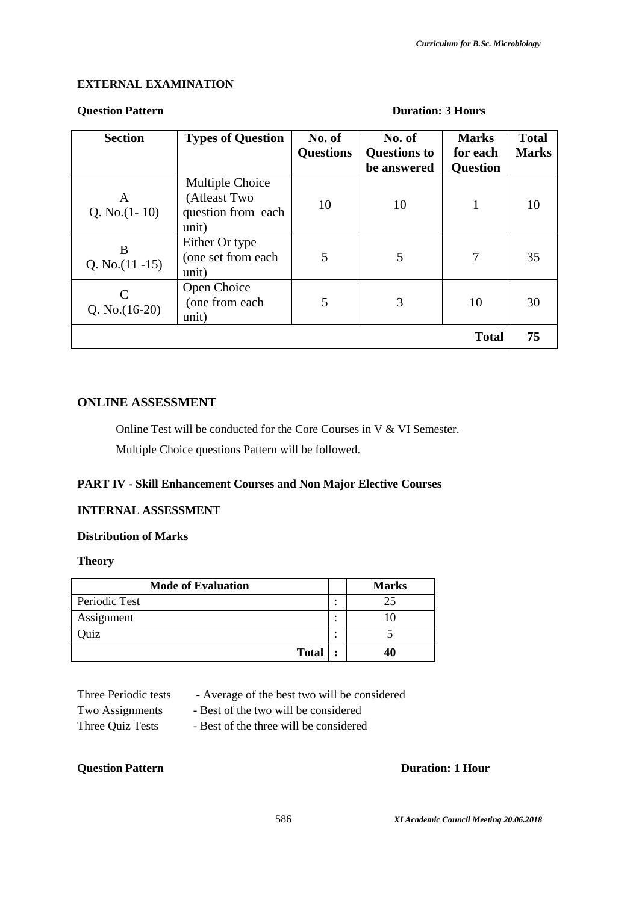## EXTERNAL EXAMINATION

**Question Pattern** **Duration: 3 Hours**

| Section | Types of Question | No. of Questions | No. of Questions to be answered | Marks for each Question | Total Marks |
|---|---|---|---|---|---|
| A Q. No.(1- 10) | Multiple Choice (Atleast Two question from each unit) | 10 | 10 | 1 | 10 |
| B Q. No.(11 -15) | Either Or type (one set from each unit) | 5 | 5 | 7 | 35 |
| C Q. No.(16-20) | Open Choice (one from each unit) | 5 | 3 | 10 | 30 |
| | | | | **Total** | **75** |

## ONLINE ASSESSMENT

Online Test will be conducted for the Core Courses in V & VI Semester.

Multiple Choice questions Pattern will be followed.

### PART IV - Skill Enhancement Courses and Non Major Elective Courses

### INTERNAL ASSESSMENT

**Distribution of Marks**

**Theory**

| Mode of Evaluation | | Marks |
|---|---|---|
| Periodic Test | : | 25 |
| Assignment | : | 10 |
| Quiz | : | 5 |
| **Total** | **:** | **40** |

Three Periodic tests - Average of the best two will be considered
Two Assignments - Best of the two will be considered
Three Quiz Tests - Best of the three will be considered

**Question Pattern** **Duration: 1 Hour**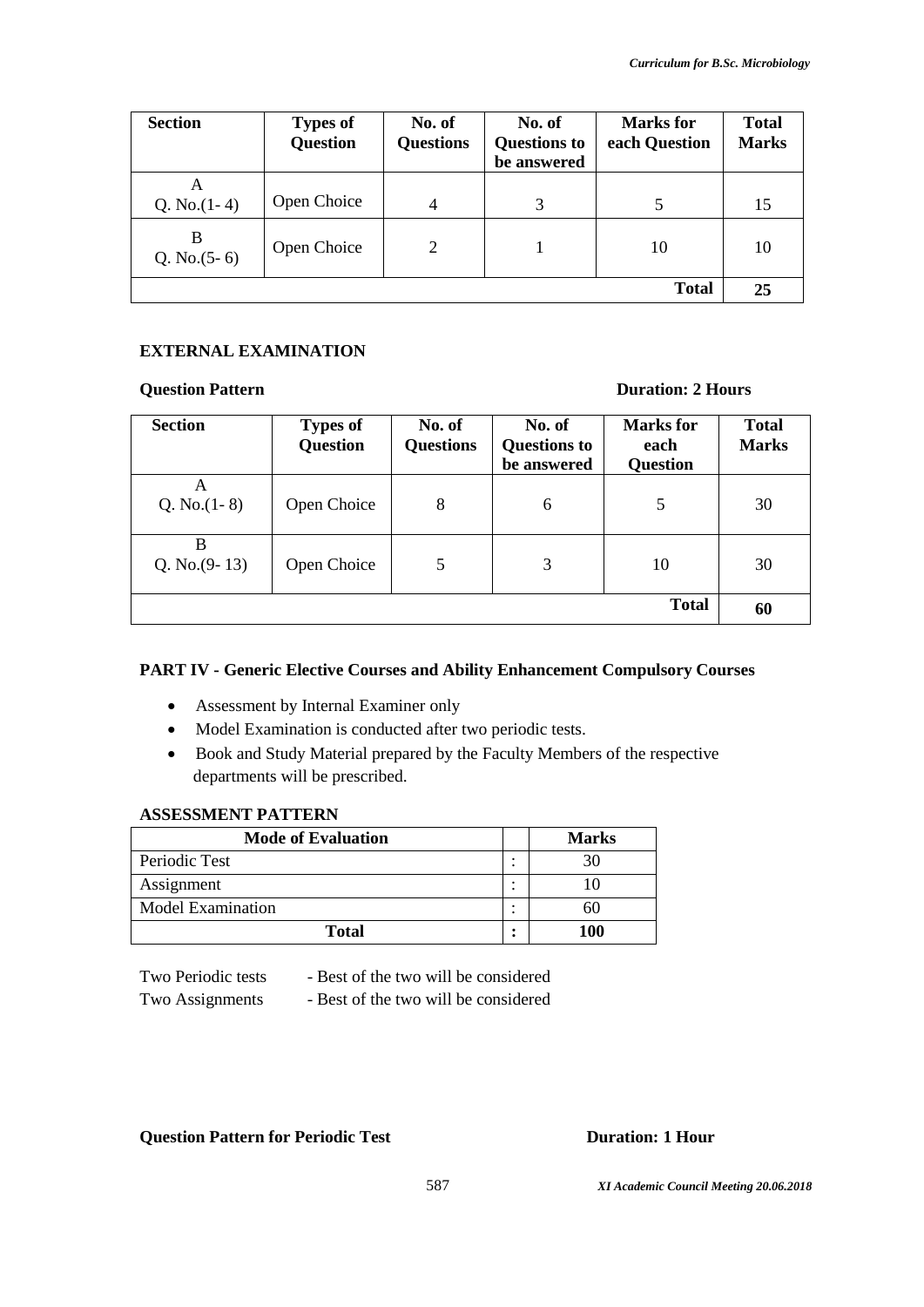| Section | Types of Question | No. of Questions | No. of Questions to be answered | Marks for each Question | Total Marks |
|---|---|---|---|---|---|
| A Q. No.(1- 4) | Open Choice | 4 | 3 | 5 | 15 |
| B Q. No.(5- 6) | Open Choice | 2 | 1 | 10 | 10 |
| | | | | **Total** | **25** |

**EXTERNAL EXAMINATION**

**Question Pattern** **Duration: 2 Hours**

| Section | Types of Question | No. of Questions | No. of Questions to be answered | Marks for each Question | Total Marks |
|---|---|---|---|---|---|
| A Q. No.(1- 8) | Open Choice | 8 | 6 | 5 | 30 |
| B Q. No.(9- 13) | Open Choice | 5 | 3 | 10 | 30 |
| | | | | **Total** | **60** |

**PART IV - Generic Elective Courses and Ability Enhancement Compulsory Courses**

- Assessment by Internal Examiner only
- Model Examination is conducted after two periodic tests.
- Book and Study Material prepared by the Faculty Members of the respective departments will be prescribed.

**ASSESSMENT PATTERN**

| Mode of Evaluation | | Marks |
|---|---|---|
| Periodic Test | : | 30 |
| Assignment | : | 10 |
| Model Examination | : | 60 |
| **Total** | **:** | **100** |

Two Periodic tests - Best of the two will be considered
Two Assignments - Best of the two will be considered

**Question Pattern for Periodic Test** **Duration: 1 Hour**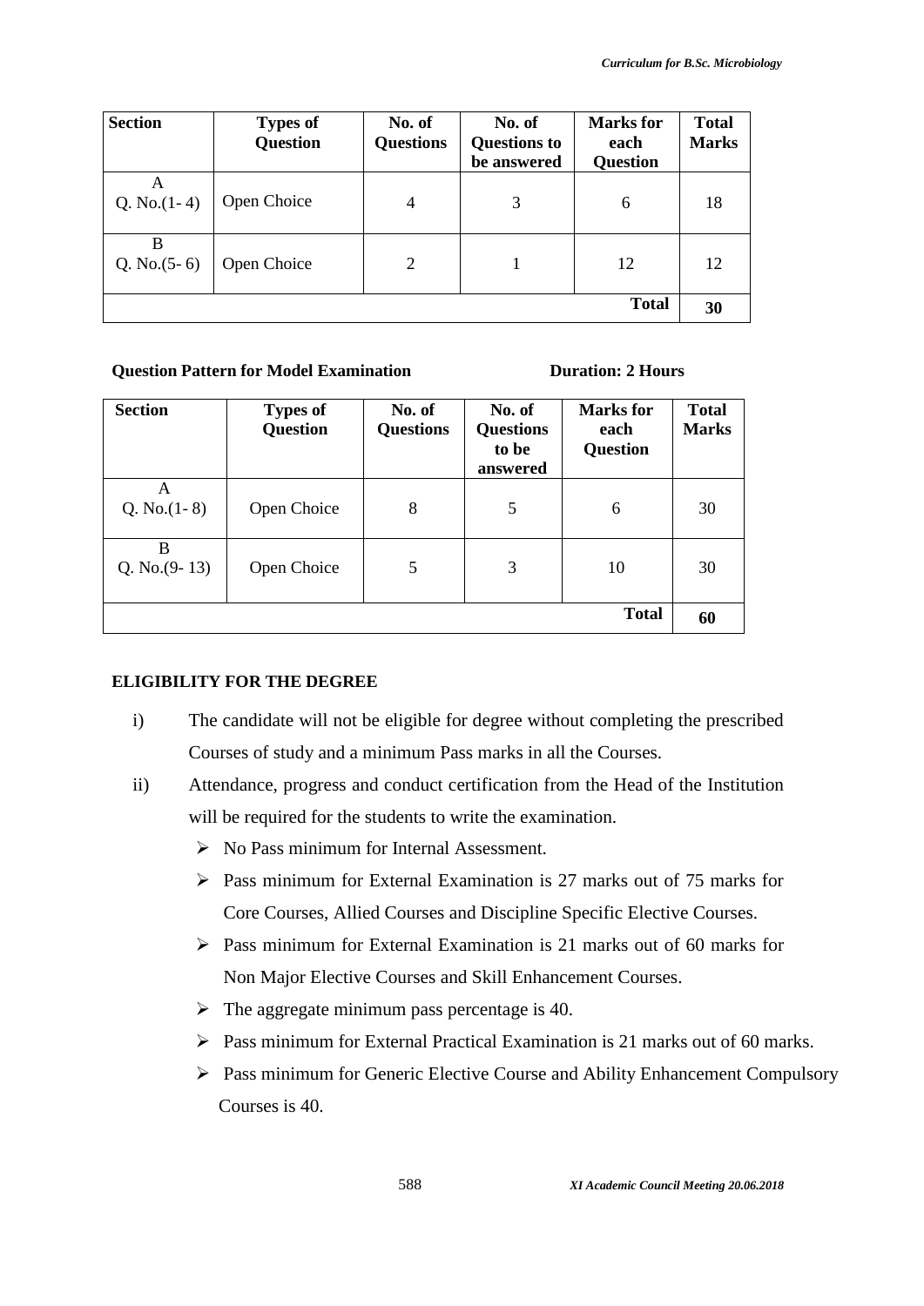| Section | Types of Question | No. of Questions | No. of Questions to be answered | Marks for each Question | Total Marks |
|---|---|---|---|---|---|
| A Q. No.(1- 4) | Open Choice | 4 | 3 | 6 | 18 |
| B Q. No.(5- 6) | Open Choice | 2 | 1 | 12 | 12 |
| | | | | **Total** | **30** |

**Question Pattern for Model Examination** **Duration: 2 Hours**

| Section | Types of Question | No. of Questions | No. of Questions to be answered | Marks for each Question | Total Marks |
|---|---|---|---|---|---|
| A Q. No.(1- 8) | Open Choice | 8 | 5 | 6 | 30 |
| B Q. No.(9- 13) | Open Choice | 5 | 3 | 10 | 30 |
| | | | | **Total** | **60** |

**ELIGIBILITY FOR THE DEGREE**

i) The candidate will not be eligible for degree without completing the prescribed Courses of study and a minimum Pass marks in all the Courses.

ii) Attendance, progress and conduct certification from the Head of the Institution will be required for the students to write the examination.

- No Pass minimum for Internal Assessment.
- Pass minimum for External Examination is 27 marks out of 75 marks for Core Courses, Allied Courses and Discipline Specific Elective Courses.
- Pass minimum for External Examination is 21 marks out of 60 marks for Non Major Elective Courses and Skill Enhancement Courses.
- The aggregate minimum pass percentage is 40.
- Pass minimum for External Practical Examination is 21 marks out of 60 marks.
- Pass minimum for Generic Elective Course and Ability Enhancement Compulsory Courses is 40.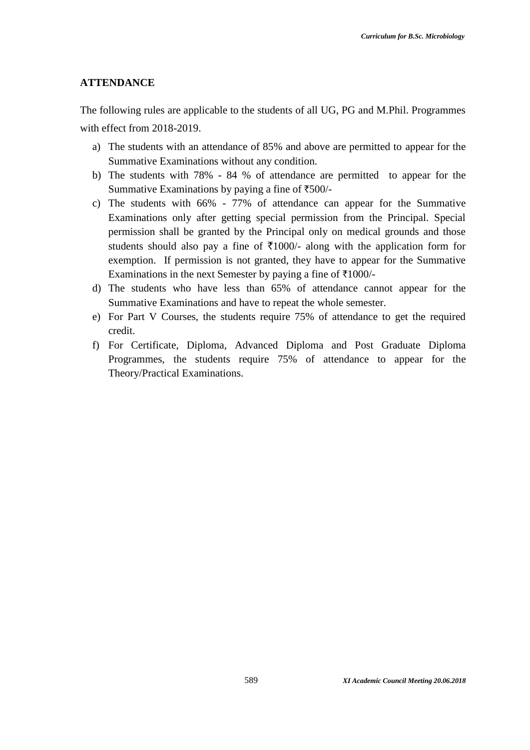## ATTENDANCE

The following rules are applicable to the students of all UG, PG and M.Phil. Programmes with effect from 2018-2019.

a) The students with an attendance of 85% and above are permitted to appear for the Summative Examinations without any condition.
b) The students with 78% - 84 % of attendance are permitted to appear for the Summative Examinations by paying a fine of ₹500/-
c) The students with 66% - 77% of attendance can appear for the Summative Examinations only after getting special permission from the Principal. Special permission shall be granted by the Principal only on medical grounds and those students should also pay a fine of ₹1000/- along with the application form for exemption. If permission is not granted, they have to appear for the Summative Examinations in the next Semester by paying a fine of ₹1000/-
d) The students who have less than 65% of attendance cannot appear for the Summative Examinations and have to repeat the whole semester.
e) For Part V Courses, the students require 75% of attendance to get the required credit.
f) For Certificate, Diploma, Advanced Diploma and Post Graduate Diploma Programmes, the students require 75% of attendance to appear for the Theory/Practical Examinations.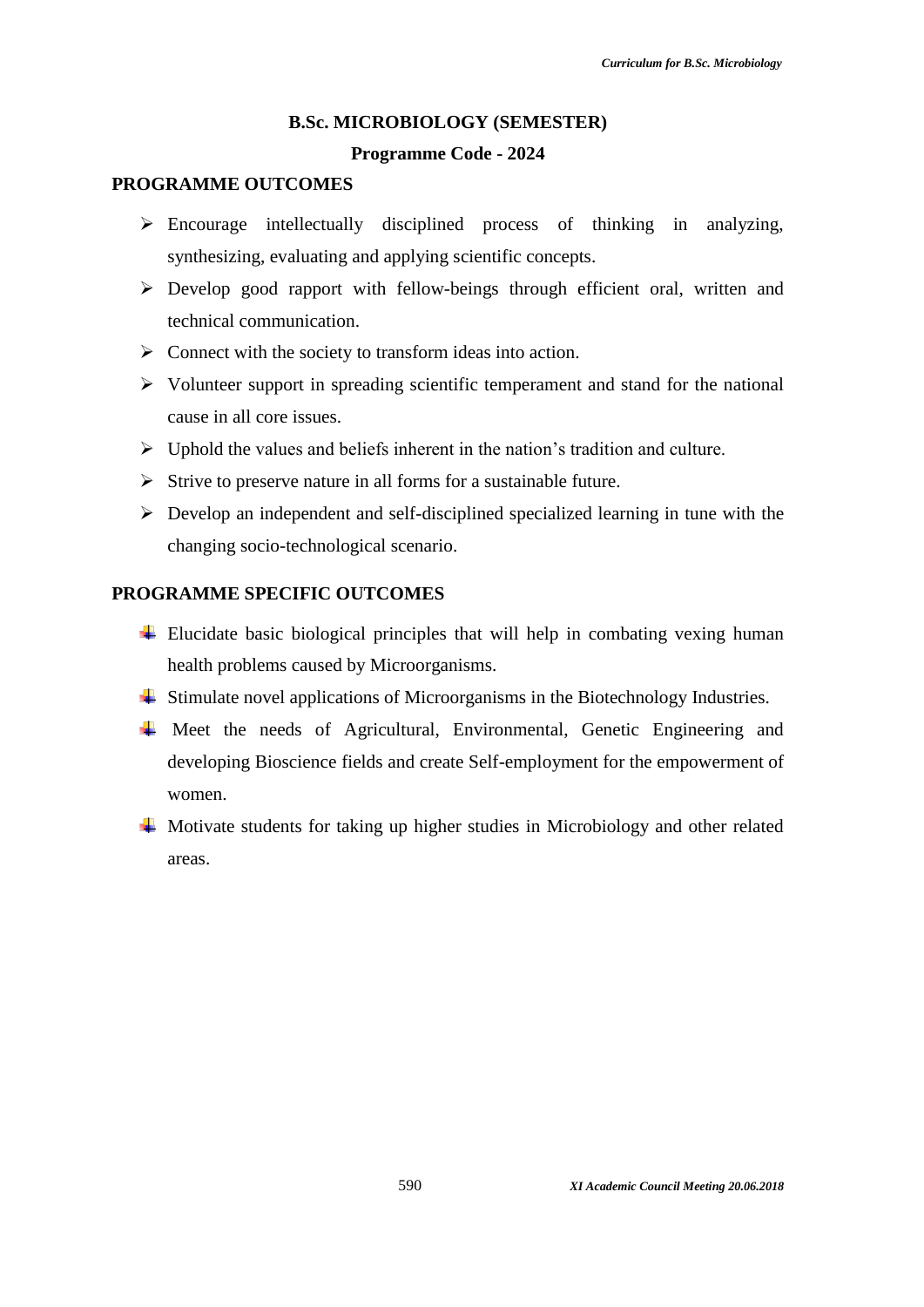# B.Sc. MICROBIOLOGY (SEMESTER)

## Programme Code - 2024

### PROGRAMME OUTCOMES

- Encourage intellectually disciplined process of thinking in analyzing, synthesizing, evaluating and applying scientific concepts.
- Develop good rapport with fellow-beings through efficient oral, written and technical communication.
- Connect with the society to transform ideas into action.
- Volunteer support in spreading scientific temperament and stand for the national cause in all core issues.
- Uphold the values and beliefs inherent in the nation's tradition and culture.
- Strive to preserve nature in all forms for a sustainable future.
- Develop an independent and self-disciplined specialized learning in tune with the changing socio-technological scenario.

### PROGRAMME SPECIFIC OUTCOMES

- Elucidate basic biological principles that will help in combating vexing human health problems caused by Microorganisms.
- Stimulate novel applications of Microorganisms in the Biotechnology Industries.
- Meet the needs of Agricultural, Environmental, Genetic Engineering and developing Bioscience fields and create Self-employment for the empowerment of women.
- Motivate students for taking up higher studies in Microbiology and other related areas.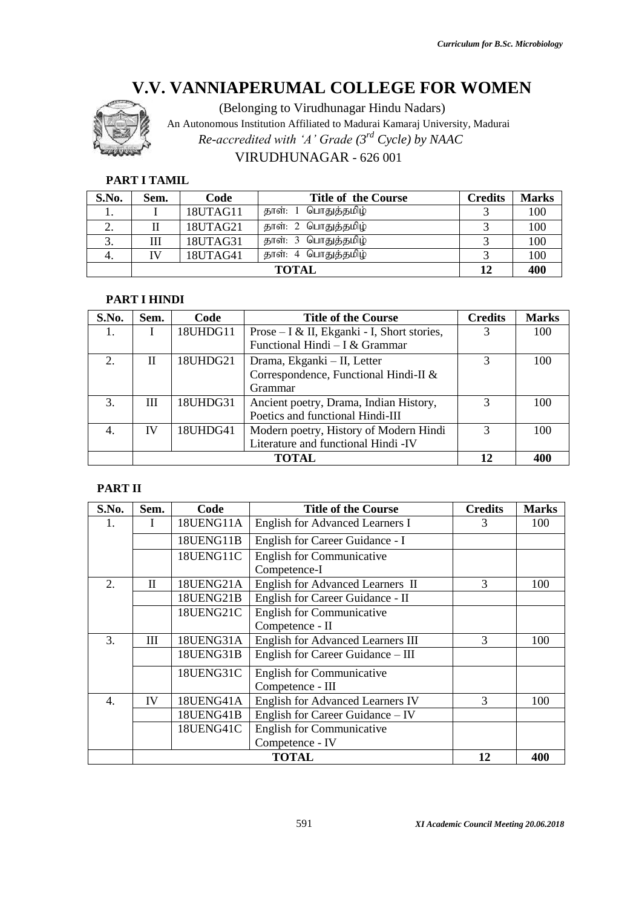# V.V. VANNIAPERUMAL COLLEGE FOR WOMEN

(Belonging to Virudhunagar Hindu Nadars)

An Autonomous Institution Affiliated to Madurai Kamaraj University, Madurai

*Re-accredited with 'A' Grade (3rd Cycle) by NAAC*

VIRUDHUNAGAR - 626 001

### PART I TAMIL

| S.No. | Sem. | Code | Title of the Course | Credits | Marks |
|---|---|---|---|---|---|
| 1. | I | 18UTAG11 | தாள்: 1 பொதுத்தமிழ் | 3 | 100 |
| 2. | II | 18UTAG21 | தாள்: 2 பொதுத்தமிழ் | 3 | 100 |
| 3. | III | 18UTAG31 | தாள்: 3 பொதுத்தமிழ் | 3 | 100 |
| 4. | IV | 18UTAG41 | தாள்: 4 பொதுத்தமிழ் | 3 | 100 |
| | **TOTAL** | | | **12** | **400** |

### PART I HINDI

| S.No. | Sem. | Code | Title of the Course | Credits | Marks |
|---|---|---|---|---|---|
| 1. | I | 18UHDG11 | Prose – I & II, Ekganki - I, Short stories, Functional Hindi – I & Grammar | 3 | 100 |
| 2. | II | 18UHDG21 | Drama, Ekganki – II, Letter Correspondence, Functional Hindi-II & Grammar | 3 | 100 |
| 3. | III | 18UHDG31 | Ancient poetry, Drama, Indian History, Poetics and functional Hindi-III | 3 | 100 |
| 4. | IV | 18UHDG41 | Modern poetry, History of Modern Hindi Literature and functional Hindi -IV | 3 | 100 |
| | **TOTAL** | | | **12** | **400** |

### PART II

| S.No. | Sem. | Code | Title of the Course | Credits | Marks |
|---|---|---|---|---|---|
| 1. | I | 18UENG11A | English for Advanced Learners I | 3 | 100 |
| | | 18UENG11B | English for Career Guidance - I | | |
| | | 18UENG11C | English for Communicative Competece-I | | |
| 2. | II | 18UENG21A | English for Advanced Learners II | 3 | 100 |
| | | 18UENG21B | English for Career Guidance - II | | |
| | | 18UENG21C | English for Communicative Competence - II | | |
| 3. | III | 18UENG31A | English for Advanced Learners III | 3 | 100 |
| | | 18UENG31B | English for Career Guidance – III | | |
| | | 18UENG31C | English for Communicative Competence - III | | |
| 4. | IV | 18UENG41A | English for Advanced Learners IV | 3 | 100 |
| | | 18UENG41B | English for Career Guidance – IV | | |
| | | 18UENG41C | English for Communicative Competence - IV | | |
| | **TOTAL** | | | **12** | **400** |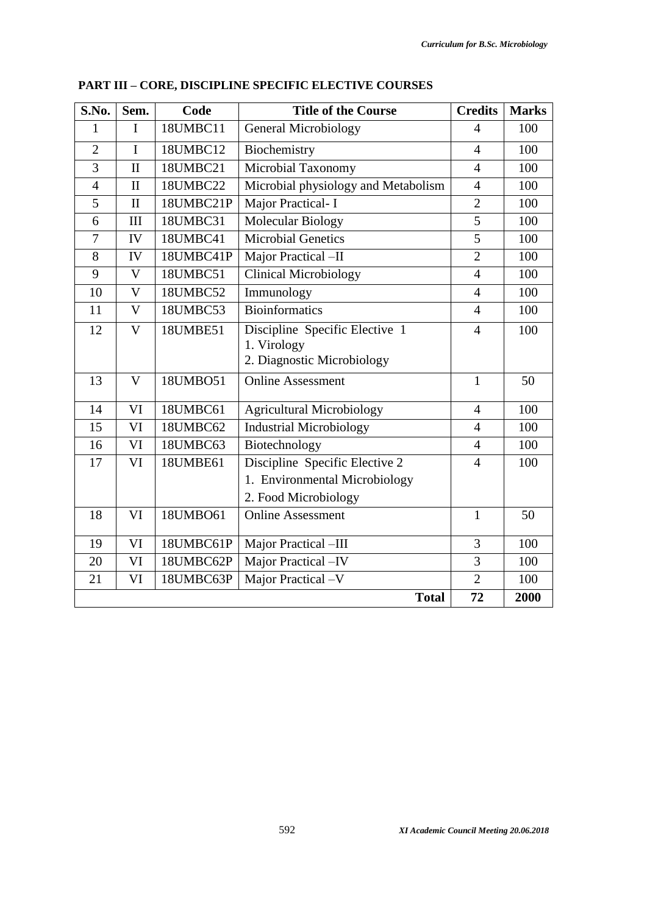**PART III – CORE, DISCIPLINE SPECIFIC ELECTIVE COURSES**

| S.No. | Sem. | Code | Title of the Course | Credits | Marks |
|---|---|---|---|---|---|
| 1 | I | 18UMBC11 | General Microbiology | 4 | 100 |
| 2 | I | 18UMBC12 | Biochemistry | 4 | 100 |
| 3 | II | 18UMBC21 | Microbial Taxonomy | 4 | 100 |
| 4 | II | 18UMBC22 | Microbial physiology and Metabolism | 4 | 100 |
| 5 | II | 18UMBC21P | Major Practical- I | 2 | 100 |
| 6 | III | 18UMBC31 | Molecular Biology | 5 | 100 |
| 7 | IV | 18UMBC41 | Microbial Genetics | 5 | 100 |
| 8 | IV | 18UMBC41P | Major Practical –II | 2 | 100 |
| 9 | V | 18UMBC51 | Clinical Microbiology | 4 | 100 |
| 10 | V | 18UMBC52 | Immunology | 4 | 100 |
| 11 | V | 18UMBC53 | Bioinformatics | 4 | 100 |
| 12 | V | 18UMBE51 | Discipline Specific Elective 1<br>1. Virology<br>2. Diagnostic Microbiology | 4 | 100 |
| 13 | V | 18UMBO51 | Online Assessment | 1 | 50 |
| 14 | VI | 18UMBC61 | Agricultural Microbiology | 4 | 100 |
| 15 | VI | 18UMBC62 | Industrial Microbiology | 4 | 100 |
| 16 | VI | 18UMBC63 | Biotechnology | 4 | 100 |
| 17 | VI | 18UMBE61 | Discipline Specific Elective 2<br>1. Environmental Microbiology<br>2. Food Microbiology | 4 | 100 |
| 18 | VI | 18UMBO61 | Online Assessment | 1 | 50 |
| 19 | VI | 18UMBC61P | Major Practical –III | 3 | 100 |
| 20 | VI | 18UMBC62P | Major Practical –IV | 3 | 100 |
| 21 | VI | 18UMBC63P | Major Practical –V | 2 | 100 |
| | | | **Total** | **72** | **2000** |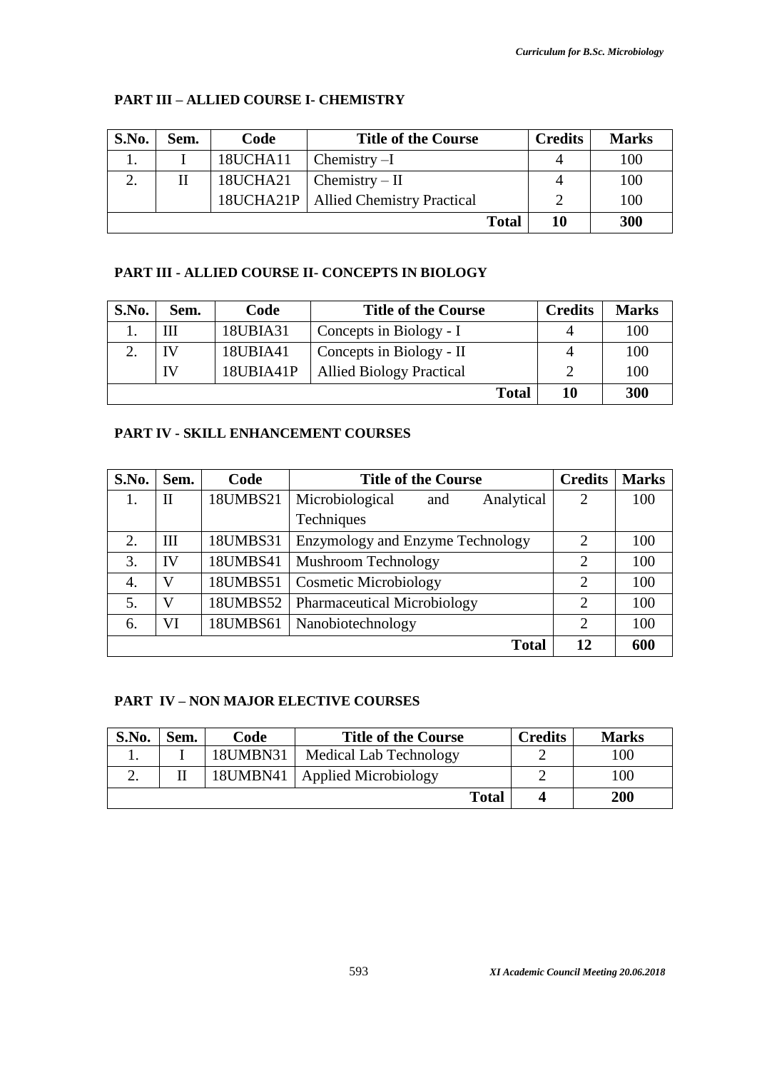## PART III – ALLIED COURSE I- CHEMISTRY

| S.No. | Sem. | Code | Title of the Course | Credits | Marks |
|---|---|---|---|---|---|
| 1. | I | 18UCHA11 | Chemistry –I | 4 | 100 |
| 2. | II | 18UCHA21 | Chemistry – II | 4 | 100 |
| | | 18UCHA21P | Allied Chemistry Practical | 2 | 100 |
| | | | **Total** | **10** | **300** |

## PART III - ALLIED COURSE II- CONCEPTS IN BIOLOGY

| S.No. | Sem. | Code | Title of the Course | Credits | Marks |
|---|---|---|---|---|---|
| 1. | III | 18UBIA31 | Concepts in Biology - I | 4 | 100 |
| 2. | IV | 18UBIA41 | Concepts in Biology - II | 4 | 100 |
| | IV | 18UBIA41P | Allied Biology Practical | 2 | 100 |
| | | | **Total** | **10** | **300** |

## PART IV - SKILL ENHANCEMENT COURSES

| S.No. | Sem. | Code | Title of the Course | Credits | Marks |
|---|---|---|---|---|---|
| 1. | II | 18UMBS21 | Microbiological and Analytical Techniques | 2 | 100 |
| 2. | III | 18UMBS31 | Enzymology and Enzyme Technology | 2 | 100 |
| 3. | IV | 18UMBS41 | Mushroom Technology | 2 | 100 |
| 4. | V | 18UMBS51 | Cosmetic Microbiology | 2 | 100 |
| 5. | V | 18UMBS52 | Pharmaceutical Microbiology | 2 | 100 |
| 6. | VI | 18UMBS61 | Nanobiotechnology | 2 | 100 |
| | | | **Total** | **12** | **600** |

## PART IV – NON MAJOR ELECTIVE COURSES

| S.No. | Sem. | Code | Title of the Course | Credits | Marks |
|---|---|---|---|---|---|
| 1. | I | 18UMBN31 | Medical Lab Technology | 2 | 100 |
| 2. | II | 18UMBN41 | Applied Microbiology | 2 | 100 |
| | | | **Total** | **4** | **200** |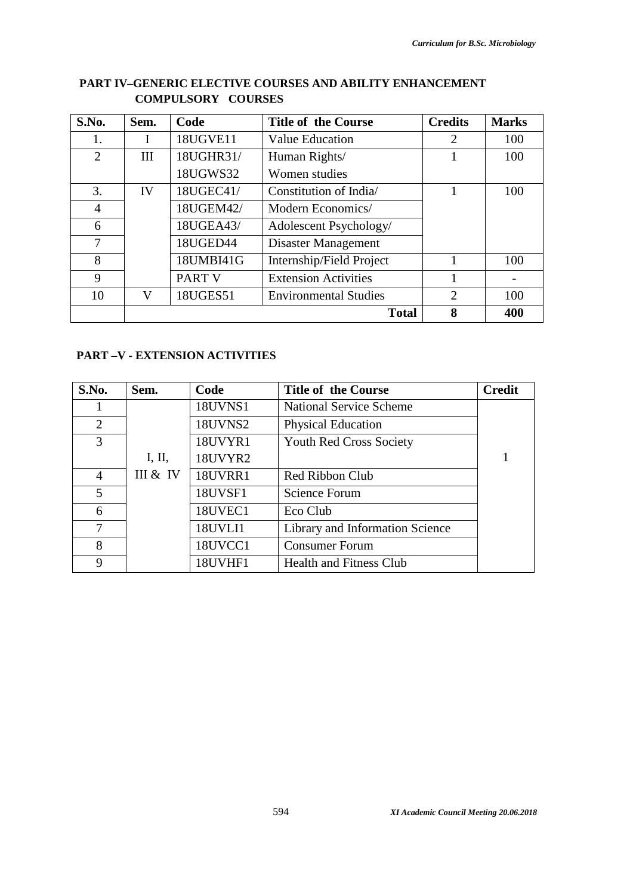## PART IV–GENERIC ELECTIVE COURSES AND ABILITY ENHANCEMENT COMPULSORY COURSES

| S.No. | Sem. | Code | Title of the Course | Credits | Marks |
|---|---|---|---|---|---|
| 1. | I | 18UGVE11 | Value Education | 2 | 100 |
| 2 | III | 18UGHR31/ 18UGWS32 | Human Rights/ Women studies | 1 | 100 |
| 3. | IV | 18UGEC41/ | Constitution of India/ | 1 | 100 |
| 4 | | 18UGEM42/ | Modern Economics/ | | |
| 6 | | 18UGEA43/ | Adolescent Psychology/ | | |
| 7 | | 18UGED44 | Disaster Management | | |
| 8 | | 18UMBI41G | Internship/Field Project | 1 | 100 |
| 9 | | PART V | Extension Activities | 1 | - |
| 10 | V | 18UGES51 | Environmental Studies | 2 | 100 |
| | | | **Total** | **8** | **400** |

## PART –V - EXTENSION ACTIVITIES

| S.No. | Sem. | Code | Title of the Course | Credit |
|---|---|---|---|---|
| 1 | I, II, III & IV | 18UVNS1 | National Service Scheme | 1 |
| 2 | | 18UVNS2 | Physical Education | |
| 3 | | 18UVYR1 18UVYR2 | Youth Red Cross Society | |
| 4 | | 18UVRR1 | Red Ribbon Club | |
| 5 | | 18UVSF1 | Science Forum | |
| 6 | | 18UVEC1 | Eco Club | |
| 7 | | 18UVLI1 | Library and Information Science | |
| 8 | | 18UVCC1 | Consumer Forum | |
| 9 | | 18UVHF1 | Health and Fitness Club | |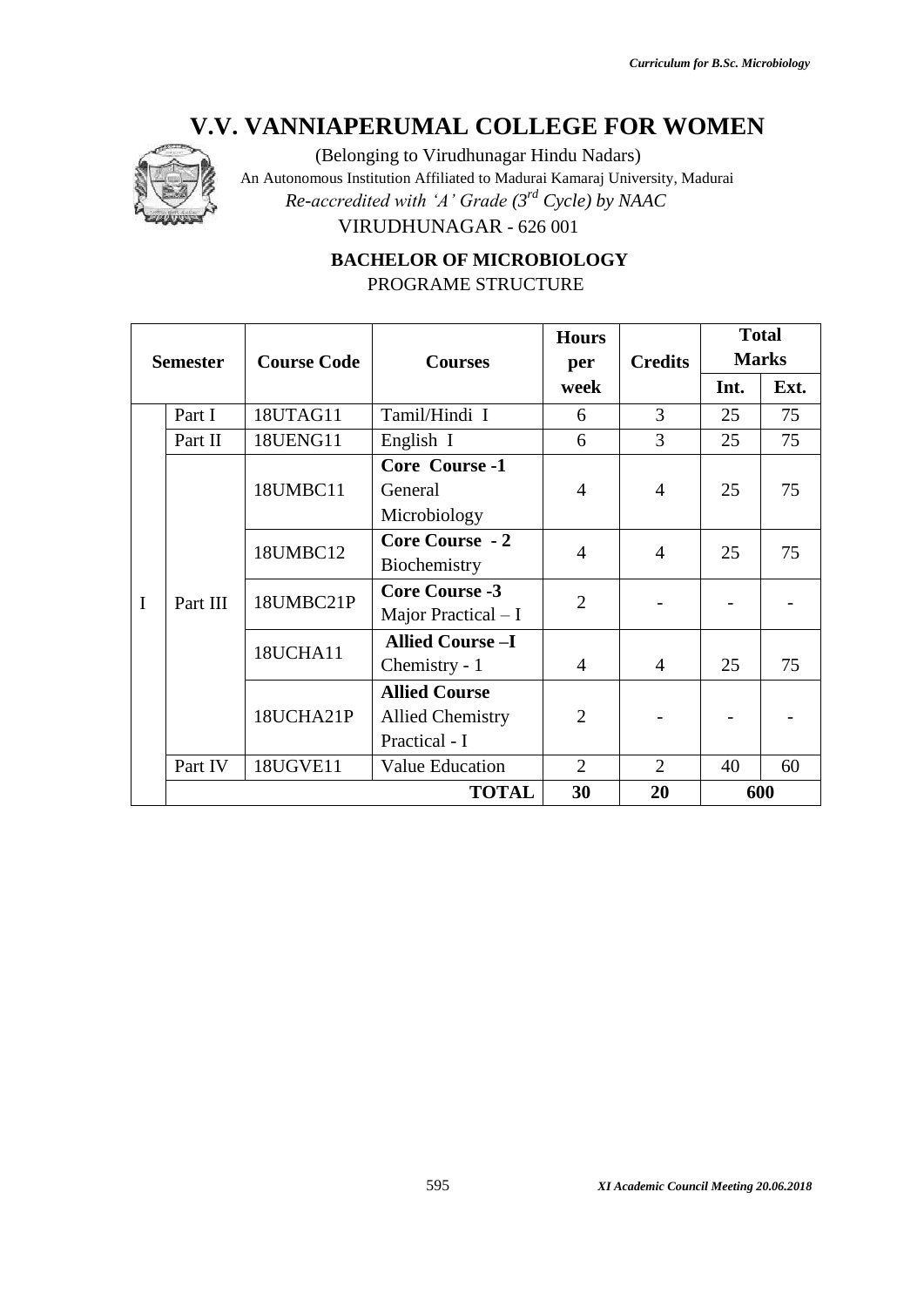# V.V. VANNIAPERUMAL COLLEGE FOR WOMEN

(Belonging to Virudhunagar Hindu Nadars)

An Autonomous Institution Affiliated to Madurai Kamaraj University, Madurai

*Re-accredited with 'A' Grade (3rd Cycle) by NAAC*

VIRUDHUNAGAR - 626 001

## BACHELOR OF MICROBIOLOGY

PROGRAME STRUCTURE

| Semester | | Course Code | Courses | Hours per week | Credits | Total Marks | |
|---|---|---|---|---|---|---|---|
| | | | | | | Int. | Ext. |
| I | Part I | 18UTAG11 | Tamil/Hindi I | 6 | 3 | 25 | 75 |
| | Part II | 18UENG11 | English I | 6 | 3 | 25 | 75 |
| | Part III | 18UMBC11 | **Core Course -1** General Microbiology | 4 | 4 | 25 | 75 |
| | | 18UMBC12 | **Core Course - 2** Biochemistry | 4 | 4 | 25 | 75 |
| | | 18UMBC21P | **Core Course -3** Major Practical – I | 2 | - | - | - |
| | | 18UCHA11 | **Allied Course –I** Chemistry - 1 | 4 | 4 | 25 | 75 |
| | | 18UCHA21P | **Allied Course** Allied Chemistry Practical - I | 2 | - | - | - |
| | Part IV | 18UGVE11 | Value Education | 2 | 2 | 40 | 60 |
| | | | **TOTAL** | **30** | **20** | **600** | |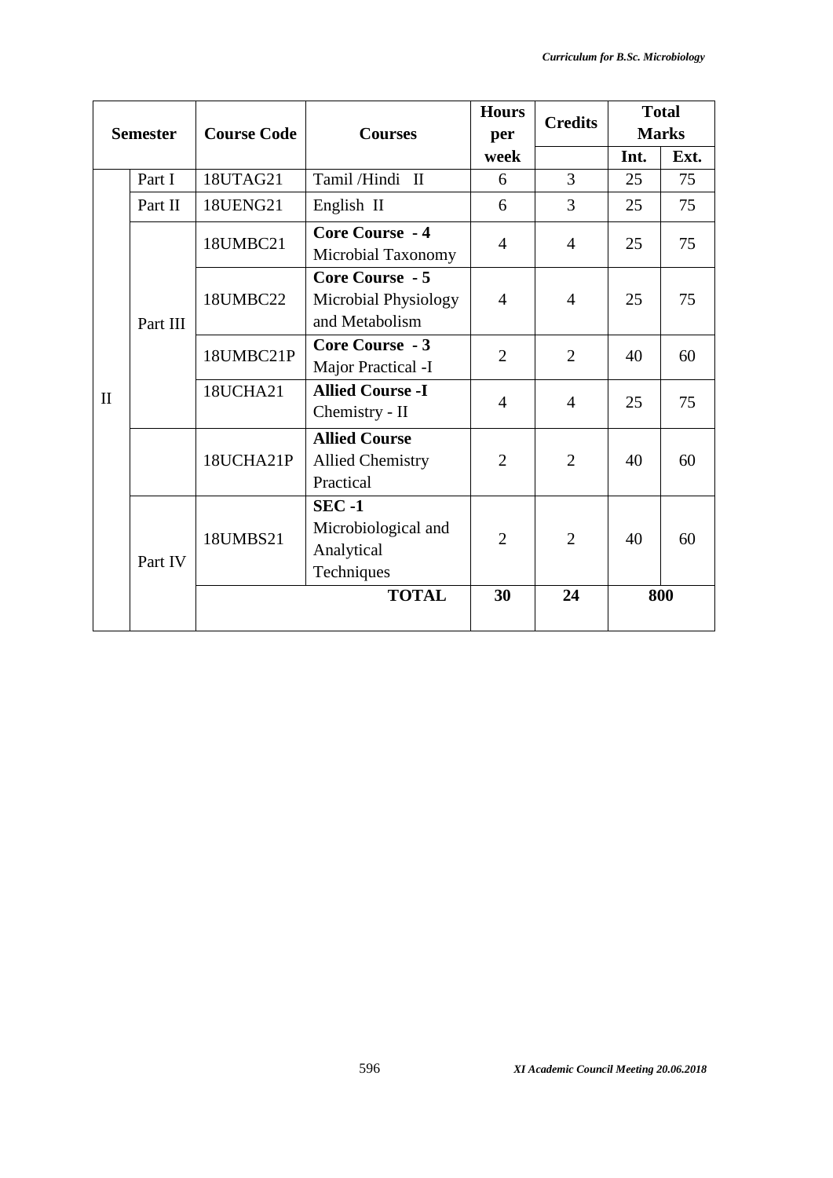| Semester | | Course Code | Courses | Hours per week | Credits | Total Marks | |
|---|---|---|---|---|---|---|---|
| | | | | | | Int. | Ext. |
| II | Part I | 18UTAG21 | Tamil /Hindi II | 6 | 3 | 25 | 75 |
| | Part II | 18UENG21 | English II | 6 | 3 | 25 | 75 |
| | Part III | 18UMBC21 | **Core Course - 4** Microbial Taxonomy | 4 | 4 | 25 | 75 |
| | | 18UMBC22 | **Core Course - 5** Microbial Physiology and Metabolism | 4 | 4 | 25 | 75 |
| | | 18UMBC21P | **Core Course - 3** Major Practical -I | 2 | 2 | 40 | 60 |
| | | 18UCHA21 | **Allied Course -I** Chemistry - II | 4 | 4 | 25 | 75 |
| | | 18UCHA21P | **Allied Course** Allied Chemistry Practical | 2 | 2 | 40 | 60 |
| | Part IV | 18UMBS21 | **SEC -1** Microbiological and Analytical Techniques | 2 | 2 | 40 | 60 |
| | | | **TOTAL** | **30** | **24** | **800** | |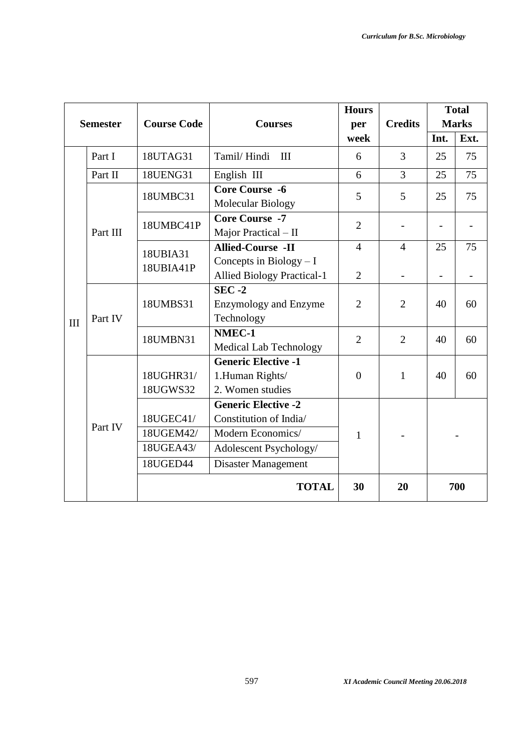| Semester | | Course Code | Courses | Hours per week | Credits | Total Marks | |
|---|---|---|---|---|---|---|---|
| | | | | | | Int. | Ext. |
| III | Part I | 18UTAG31 | Tamil/ Hindi III | 6 | 3 | 25 | 75 |
| | Part II | 18UENG31 | English III | 6 | 3 | 25 | 75 |
| | Part III | 18UMBC31 | **Core Course -6** Molecular Biology | 5 | 5 | 25 | 75 |
| | | 18UMBC41P | **Core Course -7** Major Practical – II | 2 | - | - | - |
| | | 18UBIA31 18UBIA41P | **Allied-Course -II** Concepts in Biology – I Allied Biology Practical-1 | 4 2 | 4 - | 25 - | 75 - |
| | Part IV | 18UMBS31 | **SEC -2** Enzymology and Enzyme Technology | 2 | 2 | 40 | 60 |
| | | 18UMBN31 | **NMEC-1** Medical Lab Technology | 2 | 2 | 40 | 60 |
| | Part IV | 18UGHR31/ 18UGWS32 | **Generic Elective -1** 1.Human Rights/ 2. Women studies | 0 | 1 | 40 | 60 |
| | | 18UGEC41/ 18UGEM42/ 18UGEA43/ 18UGED44 | **Generic Elective -2** Constitution of India/ Modern Economics/ Adolescent Psychology/ Disaster Management | 1 | - | - | |
| | | | **TOTAL** | **30** | **20** | **700** | |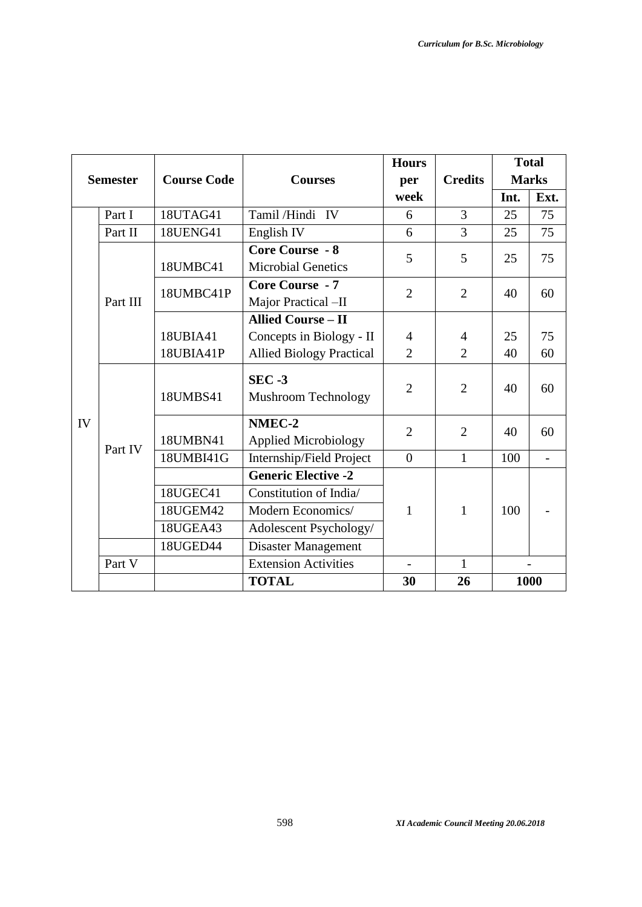| Semester | | Course Code | Courses | Hours per week | Credits | Total Marks | |
|---|---|---|---|---|---|---|---|
| | | | | | | Int. | Ext. |
| IV | Part I | 18UTAG41 | Tamil /Hindi IV | 6 | 3 | 25 | 75 |
| | Part II | 18UENG41 | English IV | 6 | 3 | 25 | 75 |
| | Part III | 18UMBC41 | **Core Course - 8** Microbial Genetics | 5 | 5 | 25 | 75 |
| | | 18UMBC41P | **Core Course - 7** Major Practical –II | 2 | 2 | 40 | 60 |
| | | | **Allied Course – II** | | | | |
| | | 18UBIA41 | Concepts in Biology - II | 4 | 4 | 25 | 75 |
| | | 18UBIA41P | Allied Biology Practical | 2 | 2 | 40 | 60 |
| | Part IV | 18UMBS41 | **SEC -3** Mushroom Technology | 2 | 2 | 40 | 60 |
| | | 18UMBN41 | **NMEC-2** Applied Microbiology | 2 | 2 | 40 | 60 |
| | | 18UMBI41G | Internship/Field Project | 0 | 1 | 100 | - |
| | | | **Generic Elective -2** | 1 | 1 | 100 | - |
| | | 18UGEC41 | Constitution of India/ | | | | |
| | | 18UGEM42 | Modern Economics/ | | | | |
| | | 18UGEA43 | Adolescent Psychology/ | | | | |
| | | 18UGED44 | Disaster Management | | | | |
| | Part V | | Extension Activities | - | 1 | - | |
| | | | **TOTAL** | **30** | **26** | **1000** | |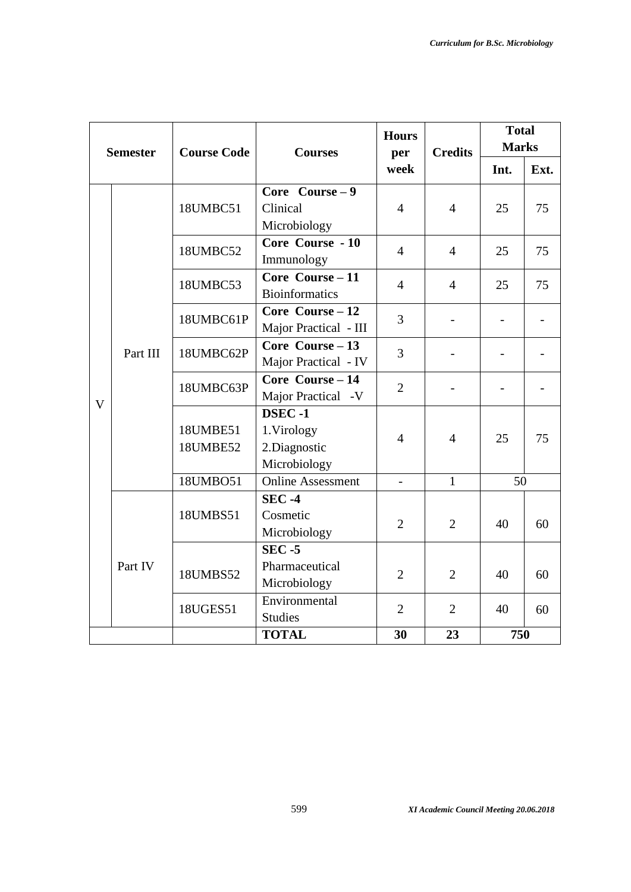| Semester | | Course Code | Courses | Hours per week | Credits | Total Marks | |
|---|---|---|---|---|---|---|---|
| | | | | | | Int. | Ext. |
| V | Part III | 18UMBC51 | **Core Course – 9** Clinical Microbiology | 4 | 4 | 25 | 75 |
| | | 18UMBC52 | **Core Course - 10** Immunology | 4 | 4 | 25 | 75 |
| | | 18UMBC53 | **Core Course – 11** Bioinformatics | 4 | 4 | 25 | 75 |
| | | 18UMBC61P | **Core Course – 12** Major Practical - III | 3 | - | - | - |
| | | 18UMBC62P | **Core Course – 13** Major Practical - IV | 3 | - | - | - |
| | | 18UMBC63P | **Core Course – 14** Major Practical -V | 2 | - | - | - |
| | | 18UMBE51 18UMBE52 | **DSEC -1** 1.Virology 2.Diagnostic Microbiology | 4 | 4 | 25 | 75 |
| | | 18UMBO51 | Online Assessment | - | 1 | 50 | |
| | Part IV | 18UMBS51 | **SEC -4** Cosmetic Microbiology | 2 | 2 | 40 | 60 |
| | | 18UMBS52 | **SEC -5** Pharmaceutical Microbiology | 2 | 2 | 40 | 60 |
| | | 18UGES51 | Environmental Studies | 2 | 2 | 40 | 60 |
| | | | **TOTAL** | **30** | **23** | **750** | |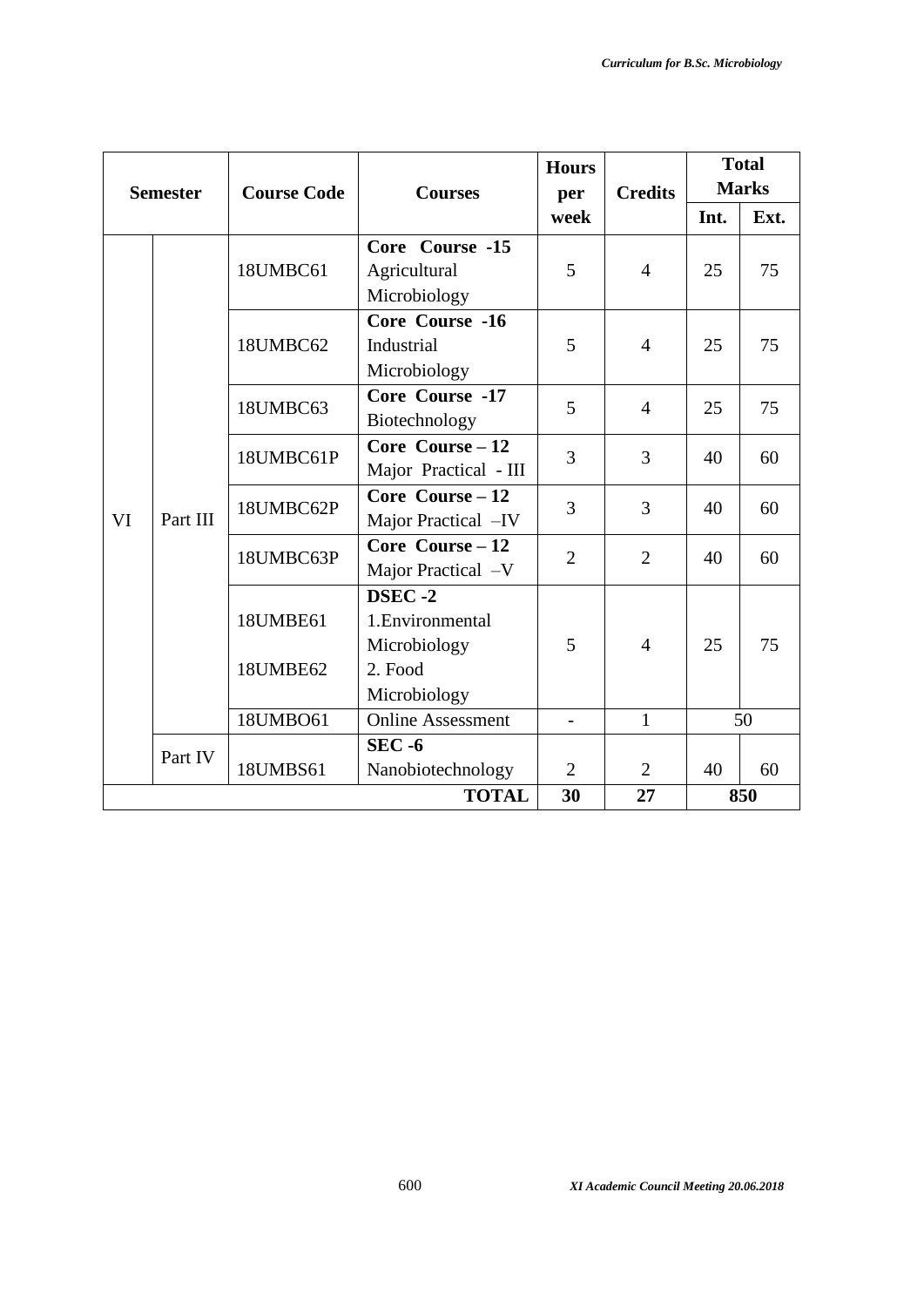| Semester | | Course Code | Courses | Hours per week | Credits | Total Marks | |
|---|---|---|---|---|---|---|---|
| | | | | | | Int. | Ext. |
| VI | Part III | 18UMBC61 | **Core Course -15** Agricultural Microbiology | 5 | 4 | 25 | 75 |
| | | 18UMBC62 | **Core Course -16** Industrial Microbiology | 5 | 4 | 25 | 75 |
| | | 18UMBC63 | **Core Course -17** Biotechnology | 5 | 4 | 25 | 75 |
| | | 18UMBC61P | **Core Course – 12** Major Practical - III | 3 | 3 | 40 | 60 |
| | | 18UMBC62P | **Core Course – 12** Major Practical –IV | 3 | 3 | 40 | 60 |
| | | 18UMBC63P | **Core Course – 12** Major Practical –V | 2 | 2 | 40 | 60 |
| | | 18UMBE61<br>18UMBE62 | **DSEC -2** 1.Environmental Microbiology 2. Food Microbiology | 5 | 4 | 25 | 75 |
| | | 18UMBO61 | Online Assessment | - | 1 | 50 | |
| | Part IV | 18UMBS61 | **SEC -6** Nanobiotechnology | 2 | 2 | 40 | 60 |
| | | | **TOTAL** | **30** | **27** | **850** | |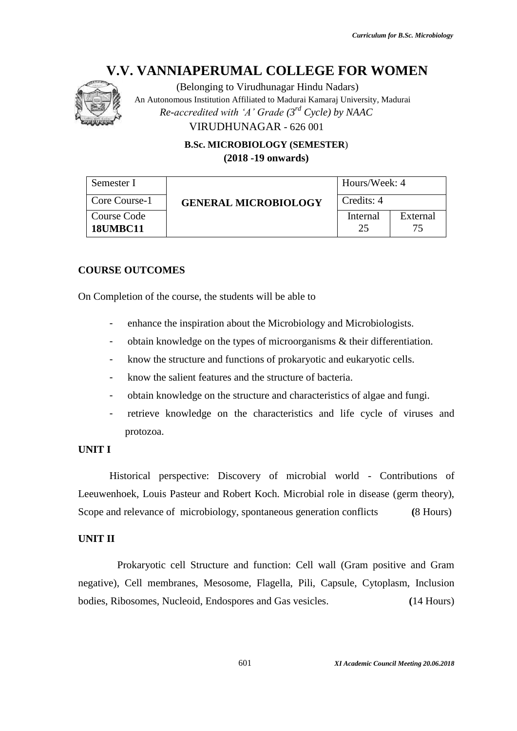# V.V. VANNIAPERUMAL COLLEGE FOR WOMEN

(Belonging to Virudhunagar Hindu Nadars)
An Autonomous Institution Affiliated to Madurai Kamaraj University, Madurai
*Re-accredited with 'A' Grade (3rd Cycle) by NAAC*
VIRUDHUNAGAR - 626 001

**B.Sc. MICROBIOLOGY (SEMESTER)**
**(2018 -19 onwards)**

| Semester I | **GENERAL MICROBIOLOGY** | Hours/Week: 4 | |
|---|---|---|---|
| Core Course-1 | | Credits: 4 | |
| Course Code **18UMBC11** | | Internal 25 | External 75 |

**COURSE OUTCOMES**

On Completion of the course, the students will be able to

- enhance the inspiration about the Microbiology and Microbiologists.
- obtain knowledge on the types of microorganisms & their differentiation.
- know the structure and functions of prokaryotic and eukaryotic cells.
- know the salient features and the structure of bacteria.
- obtain knowledge on the structure and characteristics of algae and fungi.
- retrieve knowledge on the characteristics and life cycle of viruses and protozoa.

**UNIT I**

Historical perspective: Discovery of microbial world - Contributions of Leeuwenhoek, Louis Pasteur and Robert Koch. Microbial role in disease (germ theory), Scope and relevance of microbiology, spontaneous generation conflicts **(**8 Hours)

**UNIT II**

Prokaryotic cell Structure and function: Cell wall (Gram positive and Gram negative), Cell membranes, Mesosome, Flagella, Pili, Capsule, Cytoplasm, Inclusion bodies, Ribosomes, Nucleoid, Endospores and Gas vesicles. **(**14 Hours)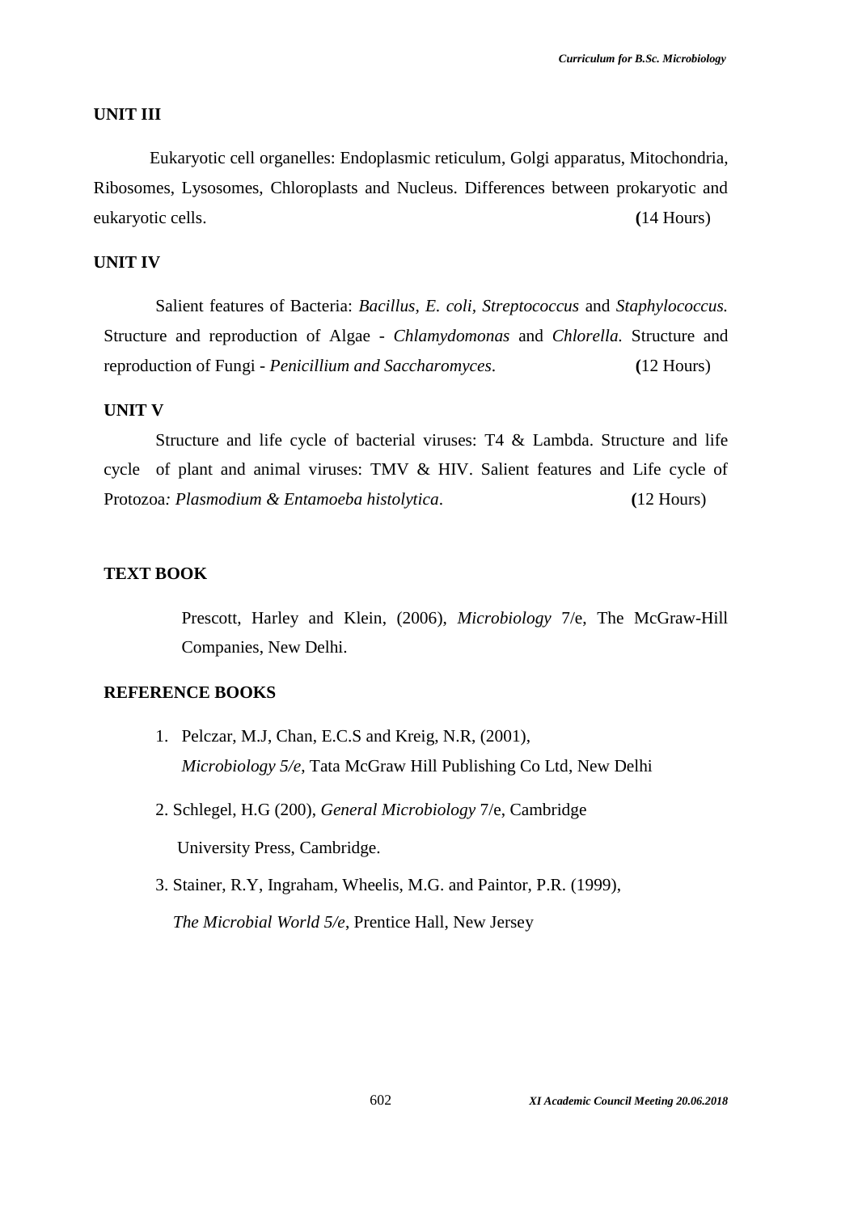### UNIT III

Eukaryotic cell organelles: Endoplasmic reticulum, Golgi apparatus, Mitochondria, Ribosomes, Lysosomes, Chloroplasts and Nucleus. Differences between prokaryotic and eukaryotic cells. **(**14 Hours)

### UNIT IV

Salient features of Bacteria: *Bacillus, E. coli, Streptococcus* and *Staphylococcus.* Structure and reproduction of Algae - *Chlamydomonas* and *Chlorella.* Structure and reproduction of Fungi - *Penicillium and Saccharomyces*. **(**12 Hours)

### UNIT V

Structure and life cycle of bacterial viruses: T4 & Lambda. Structure and life cycle of plant and animal viruses: TMV & HIV. Salient features and Life cycle of Protozoa*: Plasmodium & Entamoeba histolytica*. **(**12 Hours)

### TEXT BOOK

Prescott, Harley and Klein, (2006), *Microbiology* 7/e, The McGraw-Hill Companies, New Delhi.

### REFERENCE BOOKS

1. Pelczar, M.J, Chan, E.C.S and Kreig, N.R, (2001), *Microbiology 5/e*, Tata McGraw Hill Publishing Co Ltd, New Delhi
2. Schlegel, H.G (200), *General Microbiology* 7/e, Cambridge University Press, Cambridge.
3. Stainer, R.Y, Ingraham, Wheelis, M.G. and Paintor, P.R. (1999), *The Microbial World 5/e*, Prentice Hall, New Jersey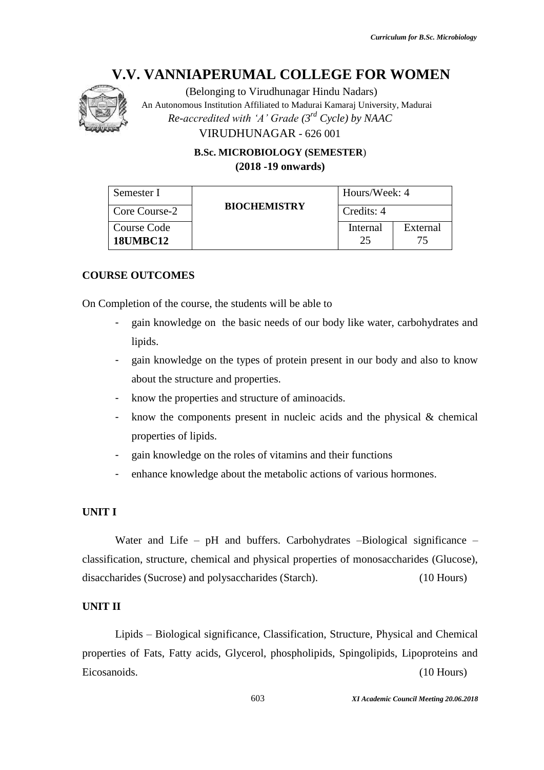# V.V. VANNIAPERUMAL COLLEGE FOR WOMEN

(Belonging to Virudhunagar Hindu Nadars)
An Autonomous Institution Affiliated to Madurai Kamaraj University, Madurai
*Re-accredited with 'A' Grade (3rd Cycle) by NAAC*
VIRUDHUNAGAR - 626 001

**B.Sc. MICROBIOLOGY (SEMESTER)**
**(2018 -19 onwards)**

| Semester I | **BIOCHEMISTRY** | Hours/Week: 4 | |
|---|---|---|---|
| Core Course-2 | | Credits: 4 | |
| Course Code **18UMBC12** | | Internal 25 | External 75 |

## COURSE OUTCOMES

On Completion of the course, the students will be able to

- gain knowledge on the basic needs of our body like water, carbohydrates and lipids.
- gain knowledge on the types of protein present in our body and also to know about the structure and properties.
- know the properties and structure of aminoacids.
- know the components present in nucleic acids and the physical & chemical properties of lipids.
- gain knowledge on the roles of vitamins and their functions
- enhance knowledge about the metabolic actions of various hormones.

## UNIT I

Water and Life – pH and buffers. Carbohydrates –Biological significance – classification, structure, chemical and physical properties of monosaccharides (Glucose), disaccharides (Sucrose) and polysaccharides (Starch). (10 Hours)

## UNIT II

Lipids – Biological significance, Classification, Structure, Physical and Chemical properties of Fats, Fatty acids, Glycerol, phospholipids, Spingolipids, Lipoproteins and Eicosanoids. (10 Hours)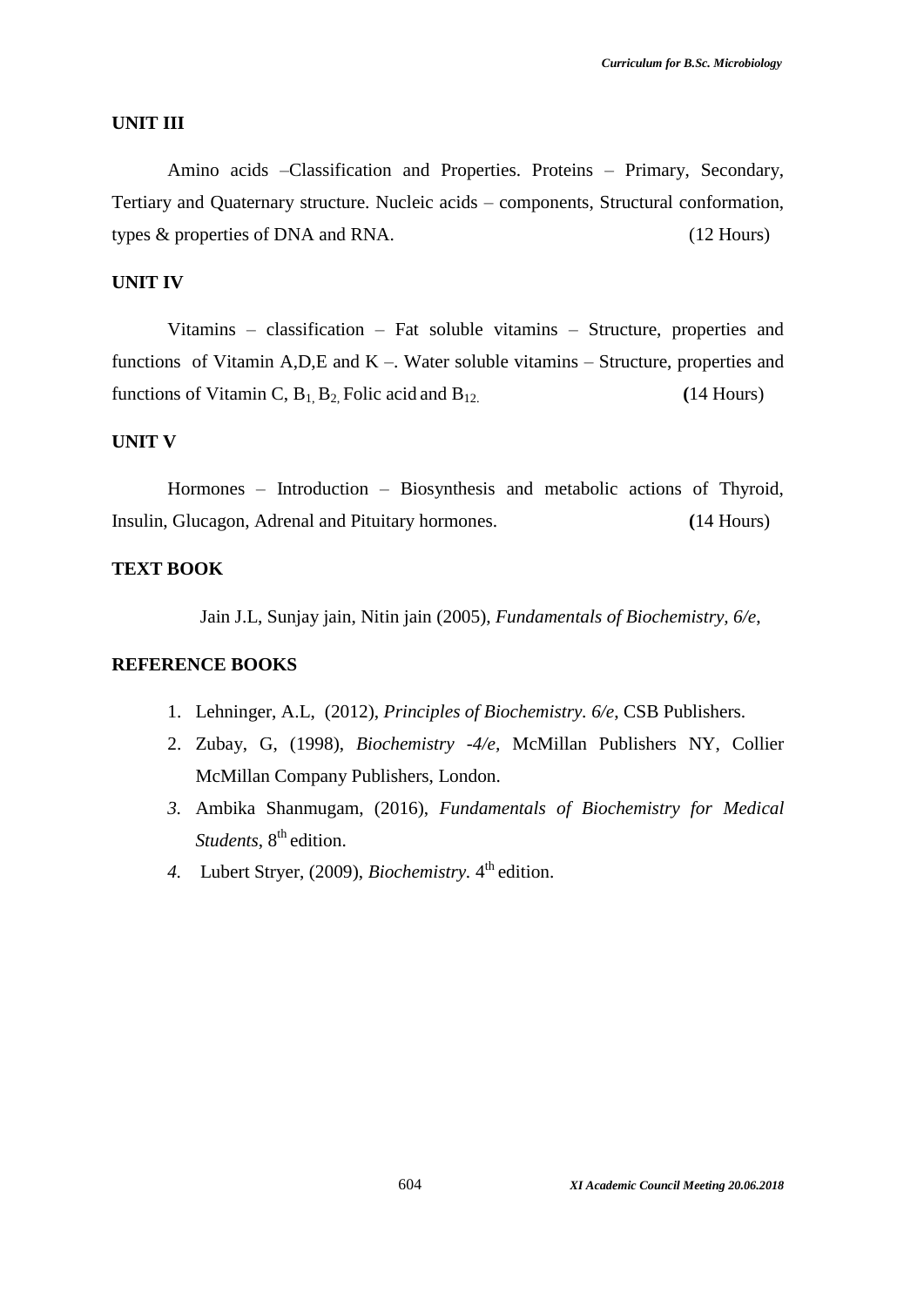## UNIT III

Amino acids –Classification and Properties. Proteins – Primary, Secondary, Tertiary and Quaternary structure. Nucleic acids – components, Structural conformation, types & properties of DNA and RNA. (12 Hours)

## UNIT IV

Vitamins – classification – Fat soluble vitamins – Structure, properties and functions of Vitamin A,D,E and K –. Water soluble vitamins – Structure, properties and functions of Vitamin C, $B_1$, $B_2$, Folic acid and $B_{12}$. (14 Hours)

## UNIT V

Hormones – Introduction – Biosynthesis and metabolic actions of Thyroid, Insulin, Glucagon, Adrenal and Pituitary hormones. (14 Hours)

## TEXT BOOK

Jain J.L, Sunjay jain, Nitin jain (2005), *Fundamentals of Biochemistry, 6/e*,

## REFERENCE BOOKS

1. Lehninger, A.L, (2012), *Principles of Biochemistry. 6/e*, CSB Publishers.
2. Zubay, G, (1998), *Biochemistry -4/e*, McMillan Publishers NY, Collier McMillan Company Publishers, London.
3. Ambika Shanmugam, (2016), *Fundamentals of Biochemistry for Medical Students*, 8th edition.
4. Lubert Stryer, (2009), *Biochemistry*. 4th edition.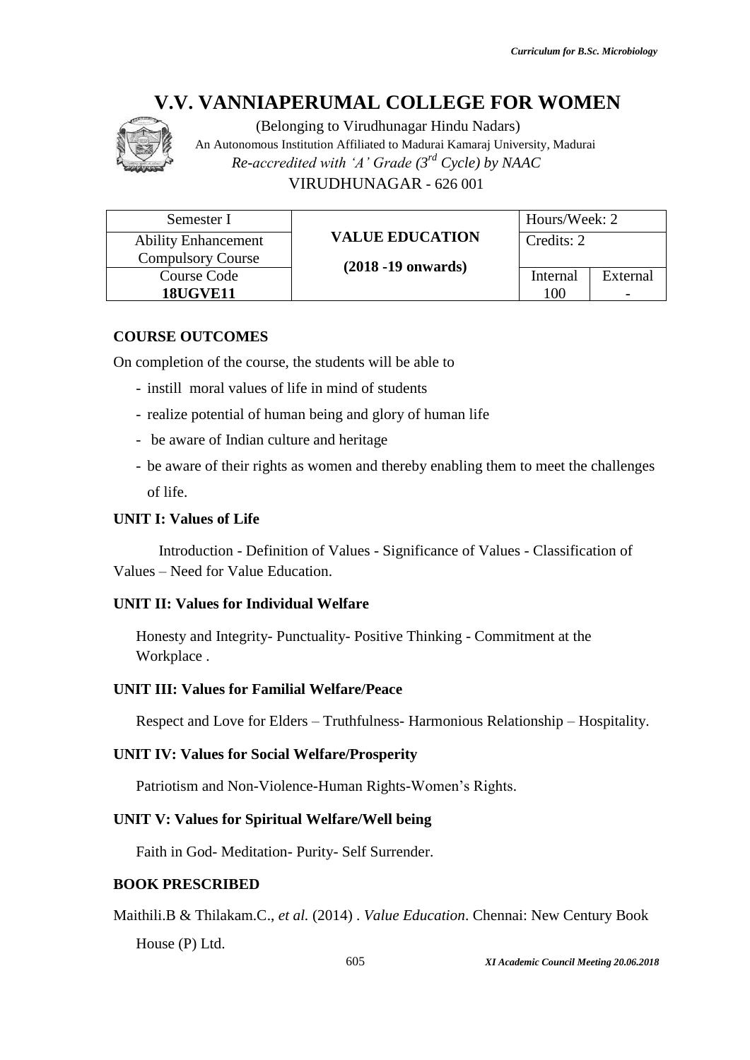# V.V. VANNIAPERUMAL COLLEGE FOR WOMEN

(Belonging to Virudhunagar Hindu Nadars)

An Autonomous Institution Affiliated to Madurai Kamaraj University, Madurai

*Re-accredited with 'A' Grade (3rd Cycle) by NAAC*

VIRUDHUNAGAR - 626 001

| Semester I | **VALUE EDUCATION** | Hours/Week: 2 | |
|---|---|---|---|
| Ability Enhancement Compulsory Course | **(2018 -19 onwards)** | Credits: 2 | |
| Course Code | | Internal | External |
| **18UGVE11** | | 100 | - |

## COURSE OUTCOMES

On completion of the course, the students will be able to

- instill moral values of life in mind of students
- realize potential of human being and glory of human life
- be aware of Indian culture and heritage
- be aware of their rights as women and thereby enabling them to meet the challenges of life.

### UNIT I: Values of Life

Introduction - Definition of Values - Significance of Values - Classification of Values – Need for Value Education.

### UNIT II: Values for Individual Welfare

Honesty and Integrity- Punctuality- Positive Thinking - Commitment at the Workplace .

### UNIT III: Values for Familial Welfare/Peace

Respect and Love for Elders – Truthfulness- Harmonious Relationship – Hospitality.

### UNIT IV: Values for Social Welfare/Prosperity

Patriotism and Non-Violence-Human Rights-Women's Rights.

### UNIT V: Values for Spiritual Welfare/Well being

Faith in God- Meditation- Purity- Self Surrender.

## BOOK PRESCRIBED

Maithili.B & Thilakam.C., *et al.* (2014) . *Value Education*. Chennai: New Century Book House (P) Ltd.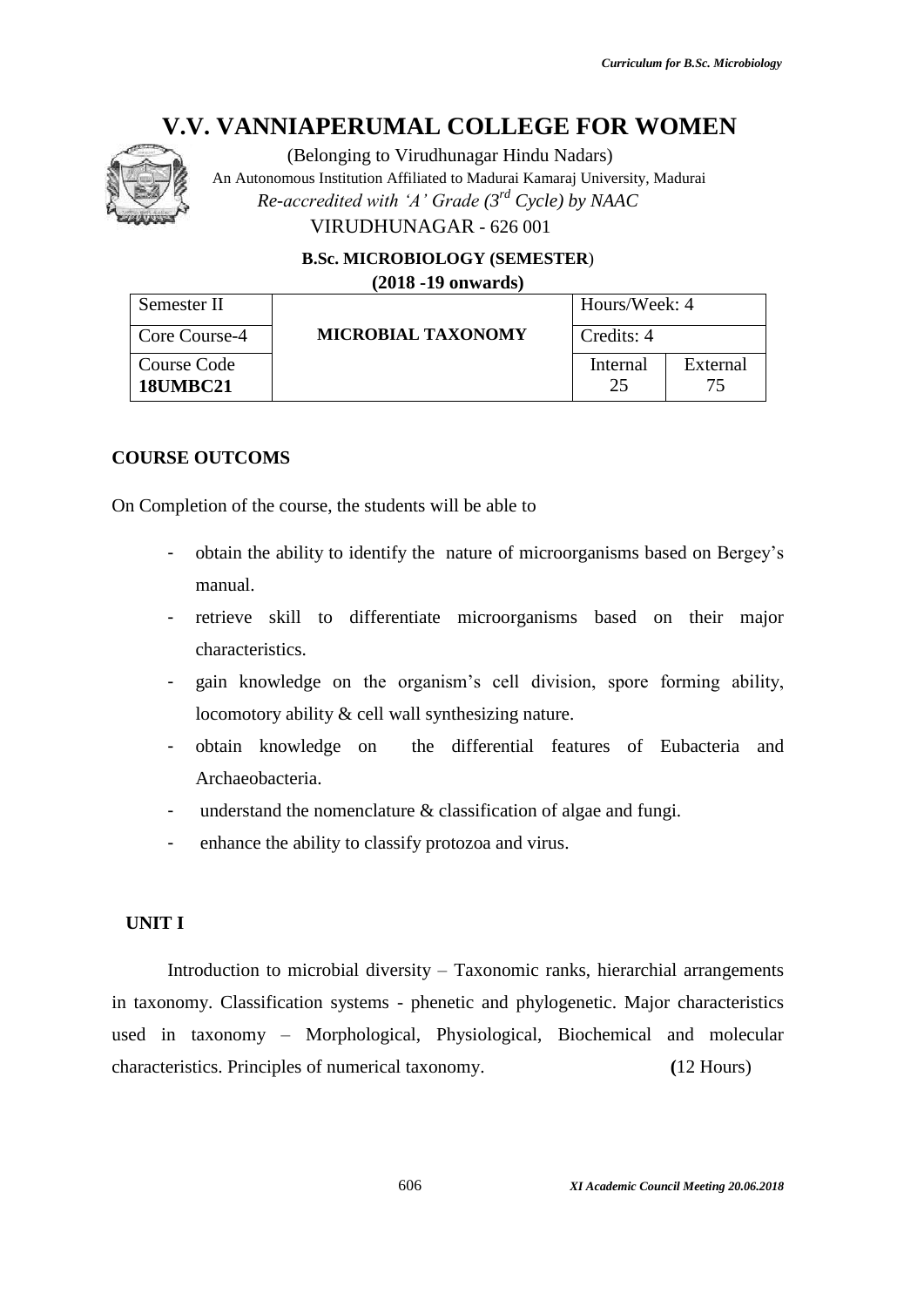# V.V. VANNIAPERUMAL COLLEGE FOR WOMEN

(Belonging to Virudhunagar Hindu Nadars)
An Autonomous Institution Affiliated to Madurai Kamaraj University, Madurai
*Re-accredited with 'A' Grade (3rd Cycle) by NAAC*
VIRUDHUNAGAR - 626 001

**B.Sc. MICROBIOLOGY (SEMESTER)**
**(2018 -19 onwards)**

| Semester II | **MICROBIAL TAXONOMY** | Hours/Week: 4 | |
|---|---|---|---|
| Core Course-4 | | Credits: 4 | |
| Course Code **18UMBC21** | | Internal 25 | External 75 |

**COURSE OUTCOMS**

On Completion of the course, the students will be able to

- obtain the ability to identify the nature of microorganisms based on Bergey's manual.
- retrieve skill to differentiate microorganisms based on their major characteristics.
- gain knowledge on the organism's cell division, spore forming ability, locomotory ability & cell wall synthesizing nature.
- obtain knowledge on the differential features of Eubacteria and Archaeobacteria.
- understand the nomenclature & classification of algae and fungi.
- enhance the ability to classify protozoa and virus.

**UNIT I**

Introduction to microbial diversity – Taxonomic ranks, hierarchial arrangements in taxonomy. Classification systems - phenetic and phylogenetic. Major characteristics used in taxonomy – Morphological, Physiological, Biochemical and molecular characteristics. Principles of numerical taxonomy. **(**12 Hours)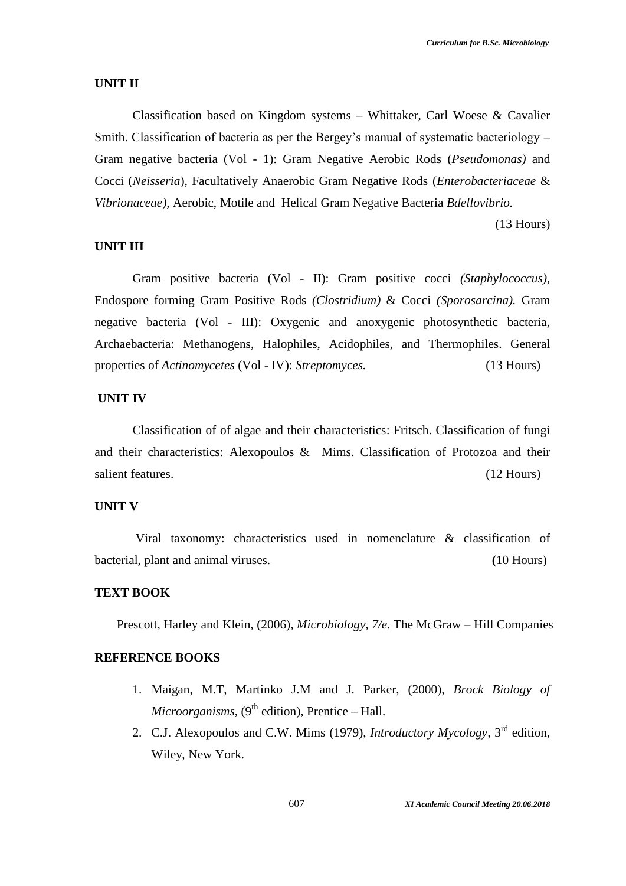## UNIT II

Classification based on Kingdom systems – Whittaker, Carl Woese & Cavalier Smith. Classification of bacteria as per the Bergey's manual of systematic bacteriology – Gram negative bacteria (Vol - 1): Gram Negative Aerobic Rods (*Pseudomonas)* and Cocci (*Neisseria*), Facultatively Anaerobic Gram Negative Rods (*Enterobacteriaceae* & *Vibrionaceae)*, Aerobic, Motile and Helical Gram Negative Bacteria *Bdellovibrio.*

(13 Hours)

## UNIT III

Gram positive bacteria (Vol - II): Gram positive cocci *(Staphylococcus)*, Endospore forming Gram Positive Rods *(Clostridium)* & Cocci *(Sporosarcina).* Gram negative bacteria (Vol - III): Oxygenic and anoxygenic photosynthetic bacteria, Archaebacteria: Methanogens, Halophiles, Acidophiles, and Thermophiles. General properties of *Actinomycetes* (Vol - IV): *Streptomyces.* (13 Hours)

## UNIT IV

Classification of of algae and their characteristics: Fritsch. Classification of fungi and their characteristics: Alexopoulos & Mims. Classification of Protozoa and their salient features. (12 Hours)

## UNIT V

Viral taxonomy: characteristics used in nomenclature & classification of bacterial, plant and animal viruses. **(**10 Hours)

## TEXT BOOK

Prescott, Harley and Klein, (2006), *Microbiology, 7/e.* The McGraw – Hill Companies

## REFERENCE BOOKS

1. Maigan, M.T, Martinko J.M and J. Parker, (2000), *Brock Biology of Microorganisms*, ($9^{th}$ edition), Prentice – Hall.
2. C.J. Alexopoulos and C.W. Mims (1979), *Introductory Mycology*, $3^{rd}$ edition, Wiley, New York.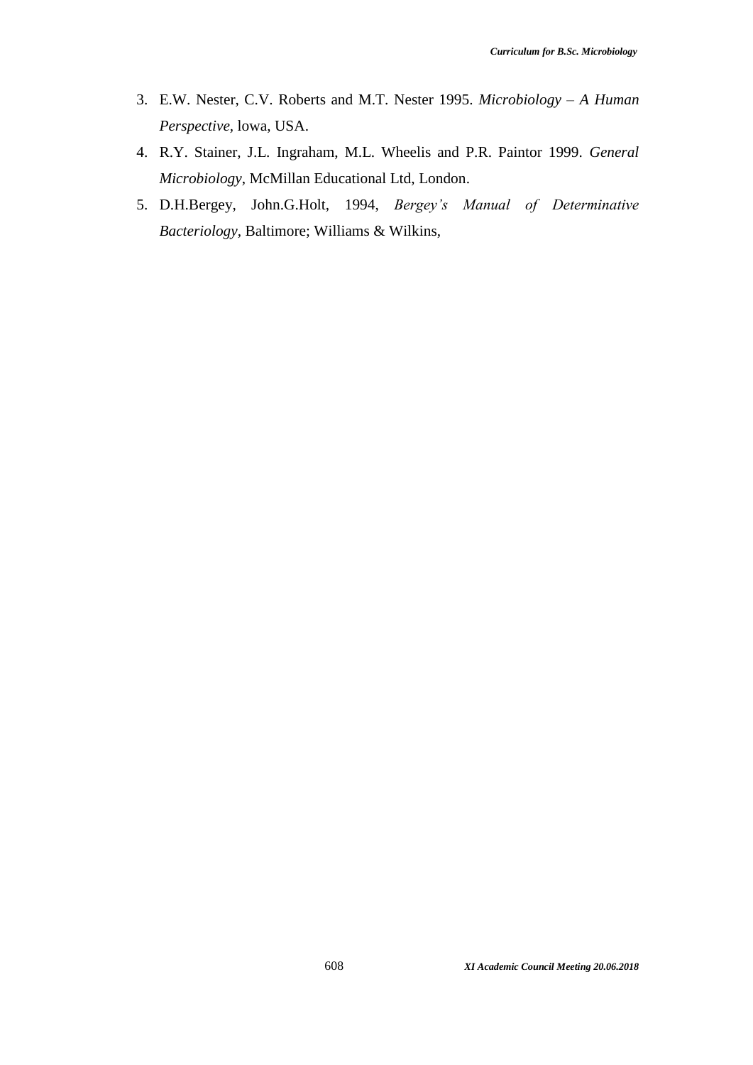3. E.W. Nester, C.V. Roberts and M.T. Nester 1995. *Microbiology – A Human Perspective*, lowa, USA.
4. R.Y. Stainer, J.L. Ingraham, M.L. Wheelis and P.R. Paintor 1999. *General Microbiology*, McMillan Educational Ltd, London.
5. D.H.Bergey, John.G.Holt, 1994, *Bergey's Manual of Determinative Bacteriology*, Baltimore; Williams & Wilkins,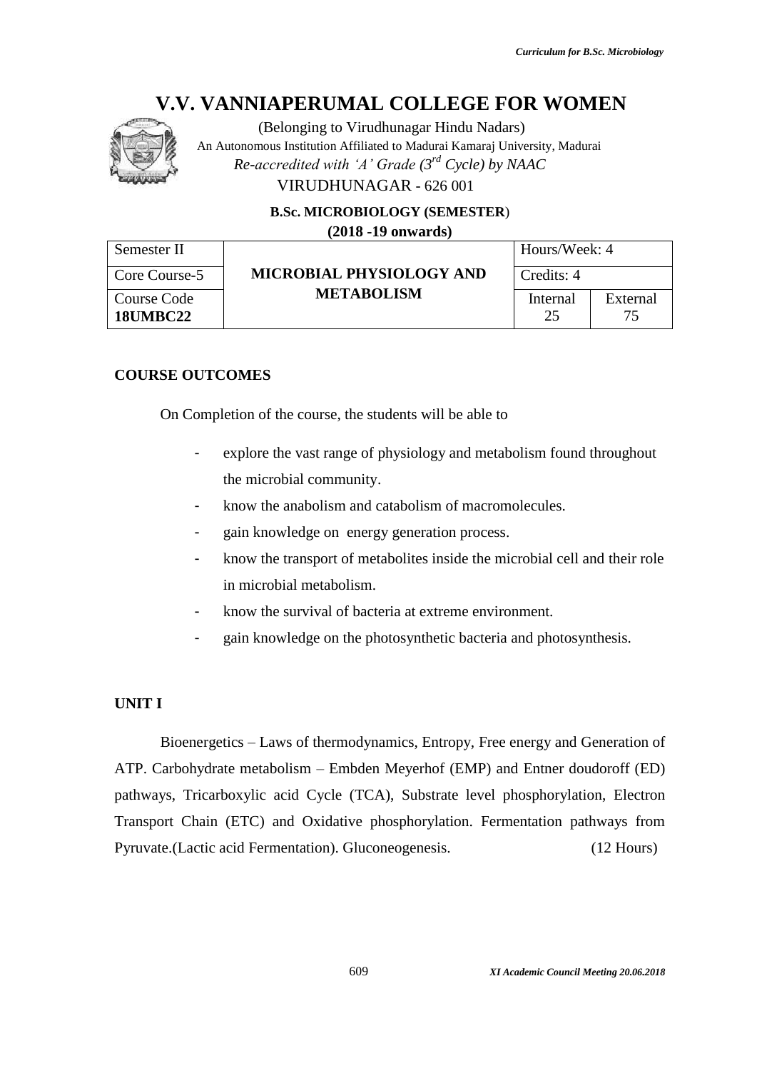# V.V. VANNIAPERUMAL COLLEGE FOR WOMEN

(Belonging to Virudhunagar Hindu Nadars)
An Autonomous Institution Affiliated to Madurai Kamaraj University, Madurai
*Re-accredited with 'A' Grade (3rd Cycle) by NAAC*
VIRUDHUNAGAR - 626 001

**B.Sc. MICROBIOLOGY (SEMESTER)**
**(2018 -19 onwards)**

| Semester II | **MICROBIAL PHYSIOLOGY AND METABOLISM** | Hours/Week: 4 | |
|---|---|---|---|
| Core Course-5 | | Credits: 4 | |
| Course Code **18UMBC22** | | Internal 25 | External 75 |

**COURSE OUTCOMES**

On Completion of the course, the students will be able to

- explore the vast range of physiology and metabolism found throughout the microbial community.
- know the anabolism and catabolism of macromolecules.
- gain knowledge on energy generation process.
- know the transport of metabolites inside the microbial cell and their role in microbial metabolism.
- know the survival of bacteria at extreme environment.
- gain knowledge on the photosynthetic bacteria and photosynthesis.

**UNIT I**

Bioenergetics – Laws of thermodynamics, Entropy, Free energy and Generation of ATP. Carbohydrate metabolism – Embden Meyerhof (EMP) and Entner doudoroff (ED) pathways, Tricarboxylic acid Cycle (TCA), Substrate level phosphorylation, Electron Transport Chain (ETC) and Oxidative phosphorylation. Fermentation pathways from Pyruvate.(Lactic acid Fermentation). Gluconeogenesis. (12 Hours)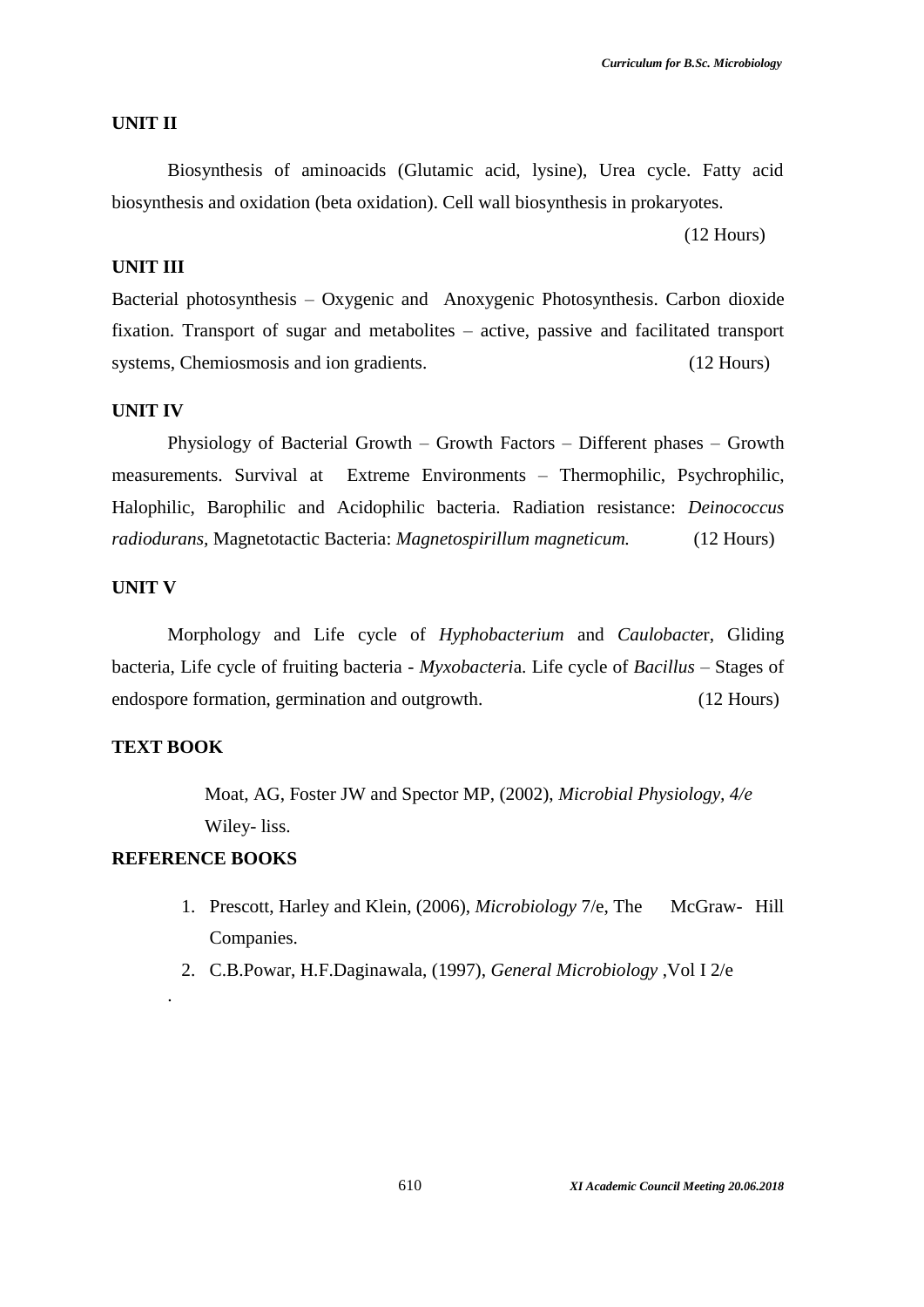## UNIT II

Biosynthesis of aminoacids (Glutamic acid, lysine), Urea cycle. Fatty acid biosynthesis and oxidation (beta oxidation). Cell wall biosynthesis in prokaryotes.

(12 Hours)

## UNIT III

Bacterial photosynthesis – Oxygenic and Anoxygenic Photosynthesis. Carbon dioxide fixation. Transport of sugar and metabolites – active, passive and facilitated transport systems, Chemiosmosis and ion gradients. (12 Hours)

## UNIT IV

Physiology of Bacterial Growth – Growth Factors – Different phases – Growth measurements. Survival at Extreme Environments – Thermophilic, Psychrophilic, Halophilic, Barophilic and Acidophilic bacteria. Radiation resistance: *Deinococcus radiodurans,* Magnetotactic Bacteria: *Magnetospirillum magneticum.* (12 Hours)

## UNIT V

Morphology and Life cycle of *Hyphobacterium* and *Caulobacte*r, Gliding bacteria, Life cycle of fruiting bacteria - *Myxobacteri*a. Life cycle of *Bacillus* – Stages of endospore formation, germination and outgrowth. (12 Hours)

## TEXT BOOK

Moat, AG, Foster JW and Spector MP, (2002), *Microbial Physiology, 4/e* Wiley- liss.

## REFERENCE BOOKS

1. Prescott, Harley and Klein, (2006), *Microbiology* 7/e, The McGraw- Hill Companies.
2. C.B.Powar, H.F.Daginawala, (1997), *General Microbiology* ,Vol I 2/e

.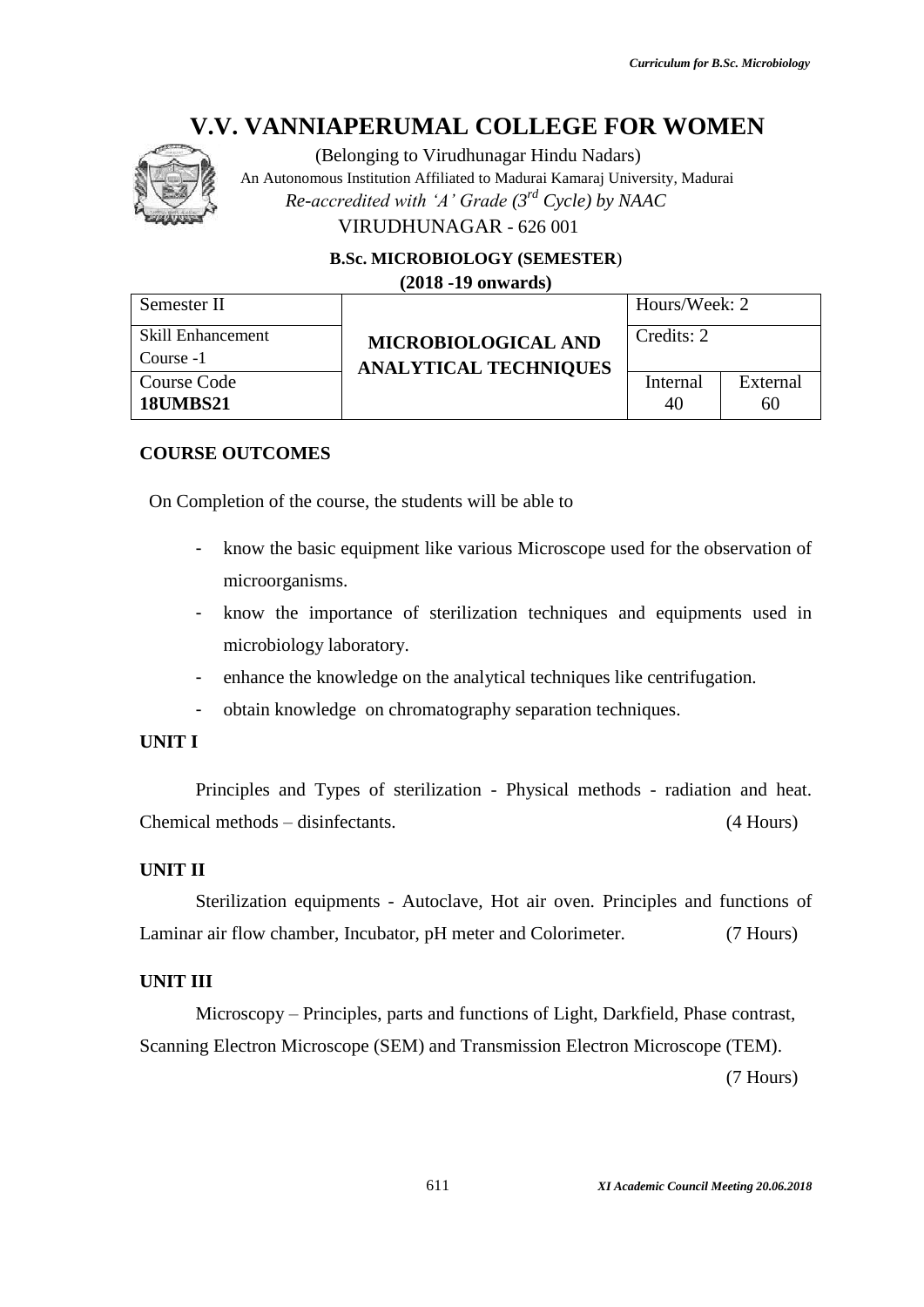# V.V. VANNIAPERUMAL COLLEGE FOR WOMEN

(Belonging to Virudhunagar Hindu Nadars)

An Autonomous Institution Affiliated to Madurai Kamaraj University, Madurai

*Re-accredited with 'A' Grade (3rd Cycle) by NAAC*

VIRUDHUNAGAR - 626 001

**B.Sc. MICROBIOLOGY (SEMESTER)**

**(2018 -19 onwards)**

| Semester II | **MICROBIOLOGICAL AND ANALYTICAL TECHNIQUES** | Hours/Week: 2 | |
|---|---|---|---|
| Skill Enhancement Course -1 | | Credits: 2 | |
| Course Code **18UMBS21** | | Internal 40 | External 60 |

## COURSE OUTCOMES

On Completion of the course, the students will be able to

- know the basic equipment like various Microscope used for the observation of microorganisms.
- know the importance of sterilization techniques and equipments used in microbiology laboratory.
- enhance the knowledge on the analytical techniques like centrifugation.
- obtain knowledge on chromatography separation techniques.

## UNIT I

Principles and Types of sterilization - Physical methods - radiation and heat. Chemical methods – disinfectants. (4 Hours)

## UNIT II

Sterilization equipments - Autoclave, Hot air oven. Principles and functions of Laminar air flow chamber, Incubator, pH meter and Colorimeter. (7 Hours)

## UNIT III

Microscopy – Principles, parts and functions of Light, Darkfield, Phase contrast, Scanning Electron Microscope (SEM) and Transmission Electron Microscope (TEM). (7 Hours)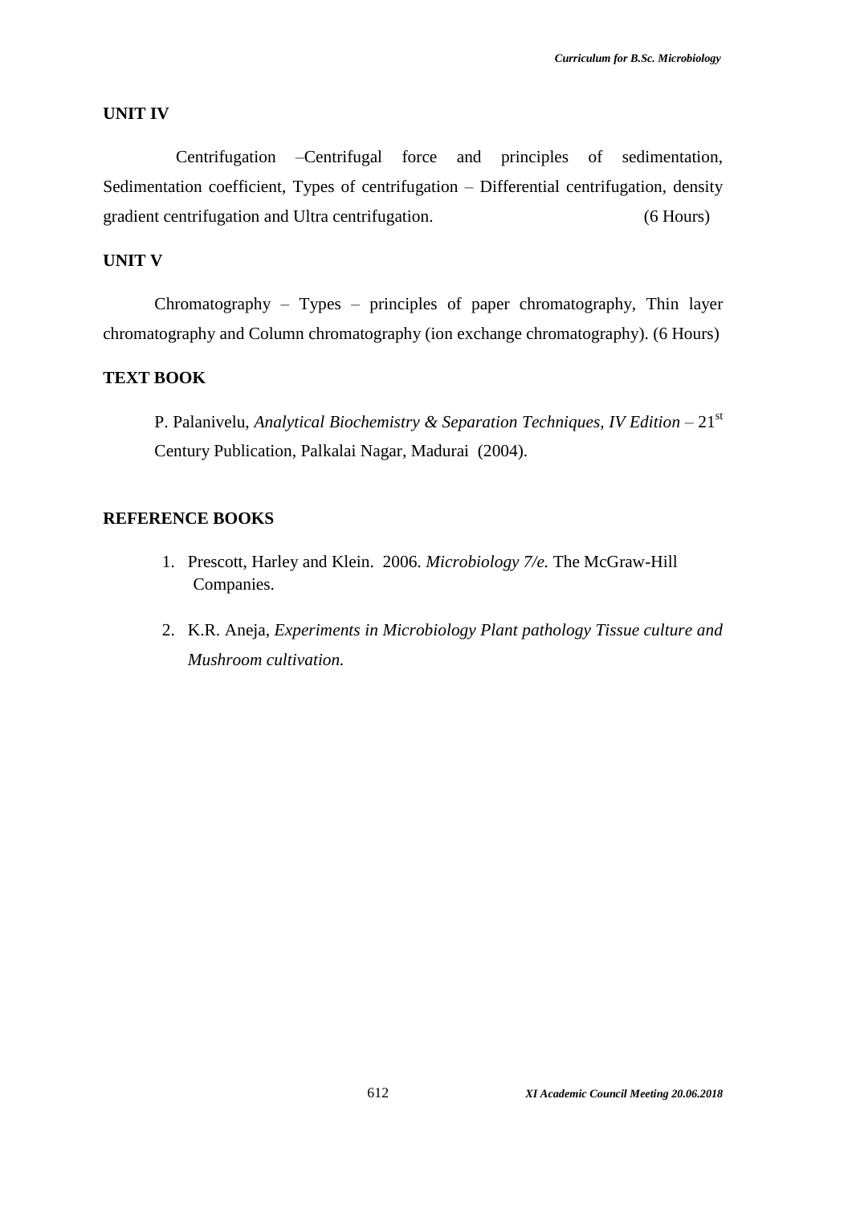## UNIT IV

Centrifugation –Centrifugal force and principles of sedimentation, Sedimentation coefficient, Types of centrifugation – Differential centrifugation, density gradient centrifugation and Ultra centrifugation. (6 Hours)

## UNIT V

Chromatography – Types – principles of paper chromatography, Thin layer chromatography and Column chromatography (ion exchange chromatography). (6 Hours)

## TEXT BOOK

P. Palanivelu, *Analytical Biochemistry & Separation Techniques, IV Edition* – 21st Century Publication, Palkalai Nagar, Madurai (2004).

## REFERENCE BOOKS

1. Prescott, Harley and Klein. 2006. *Microbiology 7/e.* The McGraw-Hill Companies.
2. K.R. Aneja, *Experiments in Microbiology Plant pathology Tissue culture and Mushroom cultivation.*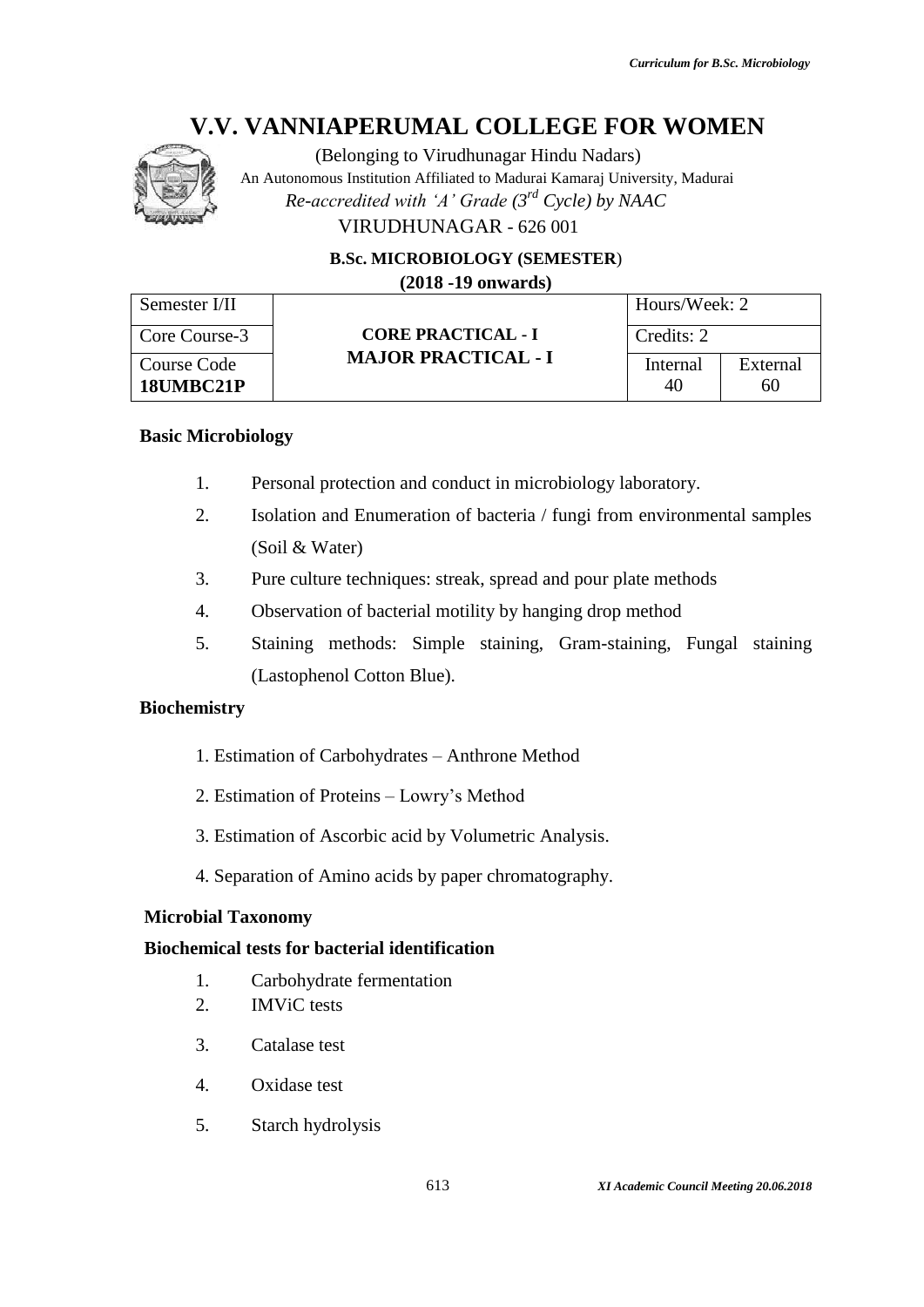# V.V. VANNIAPERUMAL COLLEGE FOR WOMEN

(Belonging to Virudhunagar Hindu Nadars)

An Autonomous Institution Affiliated to Madurai Kamaraj University, Madurai

*Re-accredited with 'A' Grade (3rd Cycle) by NAAC*

VIRUDHUNAGAR - 626 001

**B.Sc. MICROBIOLOGY (SEMESTER)**

**(2018 -19 onwards)**

| Semester I/II | **CORE PRACTICAL - I MAJOR PRACTICAL - I** | Hours/Week: 2 | |
|---|---|---|---|
| Core Course-3 | | Credits: 2 | |
| Course Code **18UMBC21P** | | Internal 40 | External 60 |

**Basic Microbiology**

1. Personal protection and conduct in microbiology laboratory.
2. Isolation and Enumeration of bacteria / fungi from environmental samples (Soil & Water)
3. Pure culture techniques: streak, spread and pour plate methods
4. Observation of bacterial motility by hanging drop method
5. Staining methods: Simple staining, Gram-staining, Fungal staining (Lastophenol Cotton Blue).

**Biochemistry**

1. Estimation of Carbohydrates – Anthrone Method
2. Estimation of Proteins – Lowry's Method
3. Estimation of Ascorbic acid by Volumetric Analysis.
4. Separation of Amino acids by paper chromatography.

**Microbial Taxonomy**

**Biochemical tests for bacterial identification**

1. Carbohydrate fermentation
2. IMViC tests
3. Catalase test
4. Oxidase test
5. Starch hydrolysis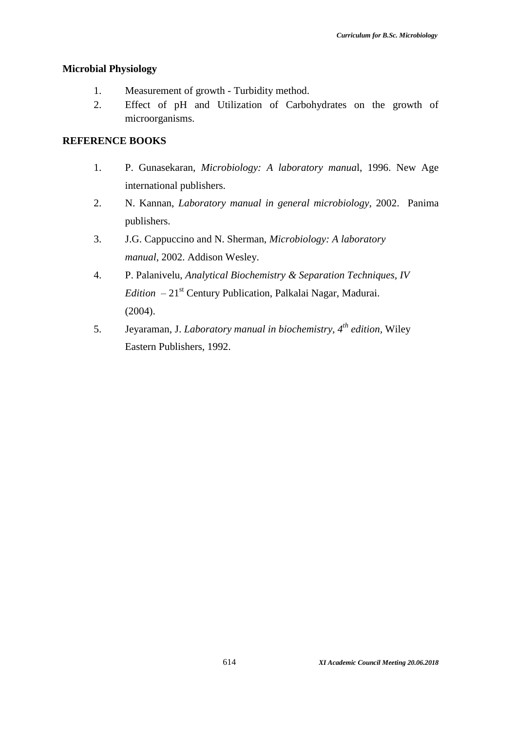## Microbial Physiology

1. Measurement of growth - Turbidity method.
2. Effect of pH and Utilization of Carbohydrates on the growth of microorganisms.

## REFERENCE BOOKS

1. P. Gunasekaran, *Microbiology: A laboratory manua*l, 1996. New Age international publishers.
2. N. Kannan, *Laboratory manual in general microbiology*, 2002. Panima publishers.
3. J.G. Cappuccino and N. Sherman, *Microbiology: A laboratory manual*, 2002. Addison Wesley.
4. P. Palanivelu, *Analytical Biochemistry & Separation Techniques, IV Edition* – 21st Century Publication, Palkalai Nagar, Madurai. (2004).
5. Jeyaraman, J. *Laboratory manual in biochemistry, 4th edition*, Wiley Eastern Publishers, 1992.